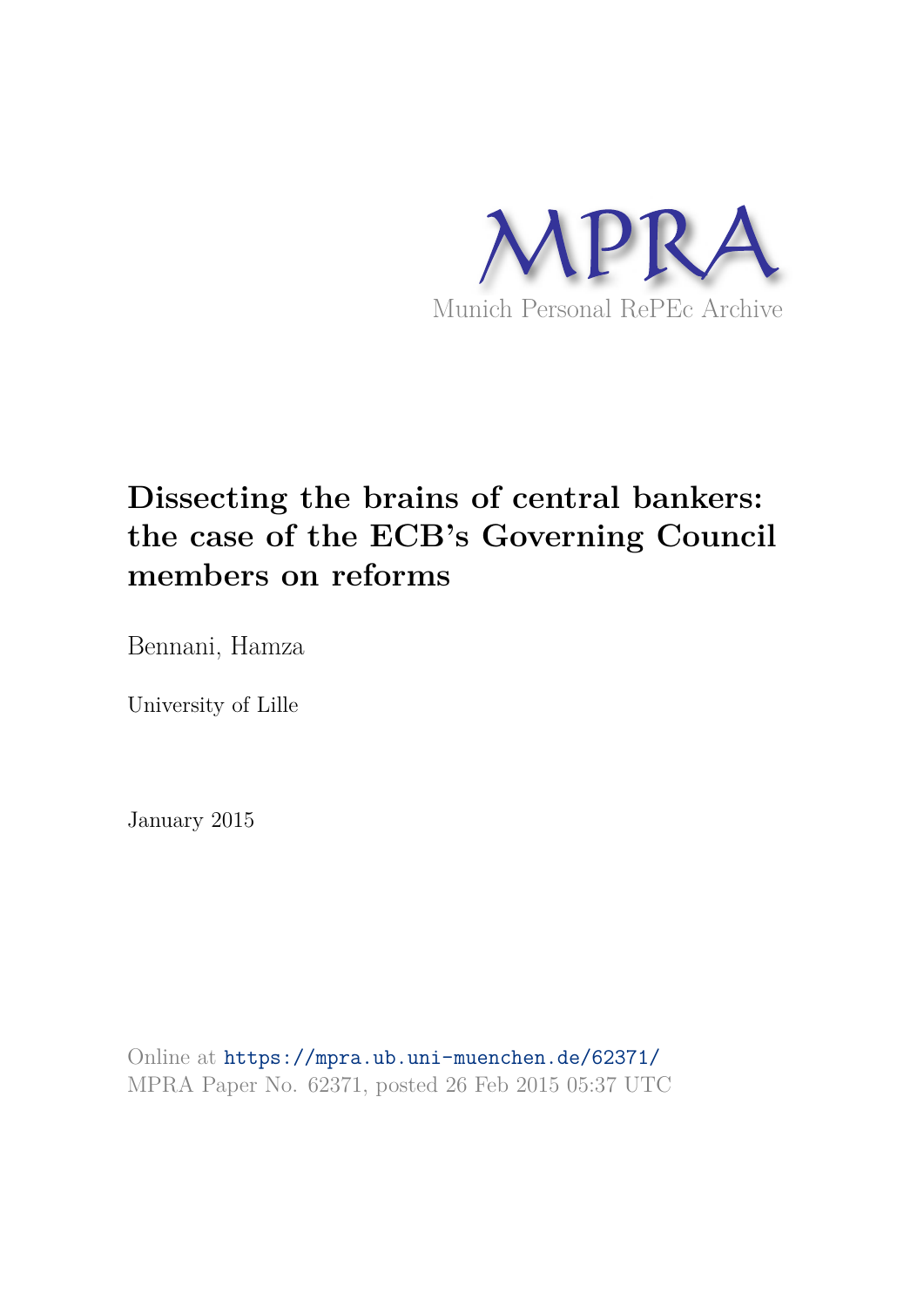MPRA

Munich Personal RePEc Archive

# Dissecting the brains of central bankers: the case of the ECB's Governing Council members on reforms

Bennani, Hamza

University of Lille

January 2015

Online at https://mpra.ub.uni-muenchen.de/62371/
MPRA Paper No. 62371, posted 26 Feb 2015 05:37 UTC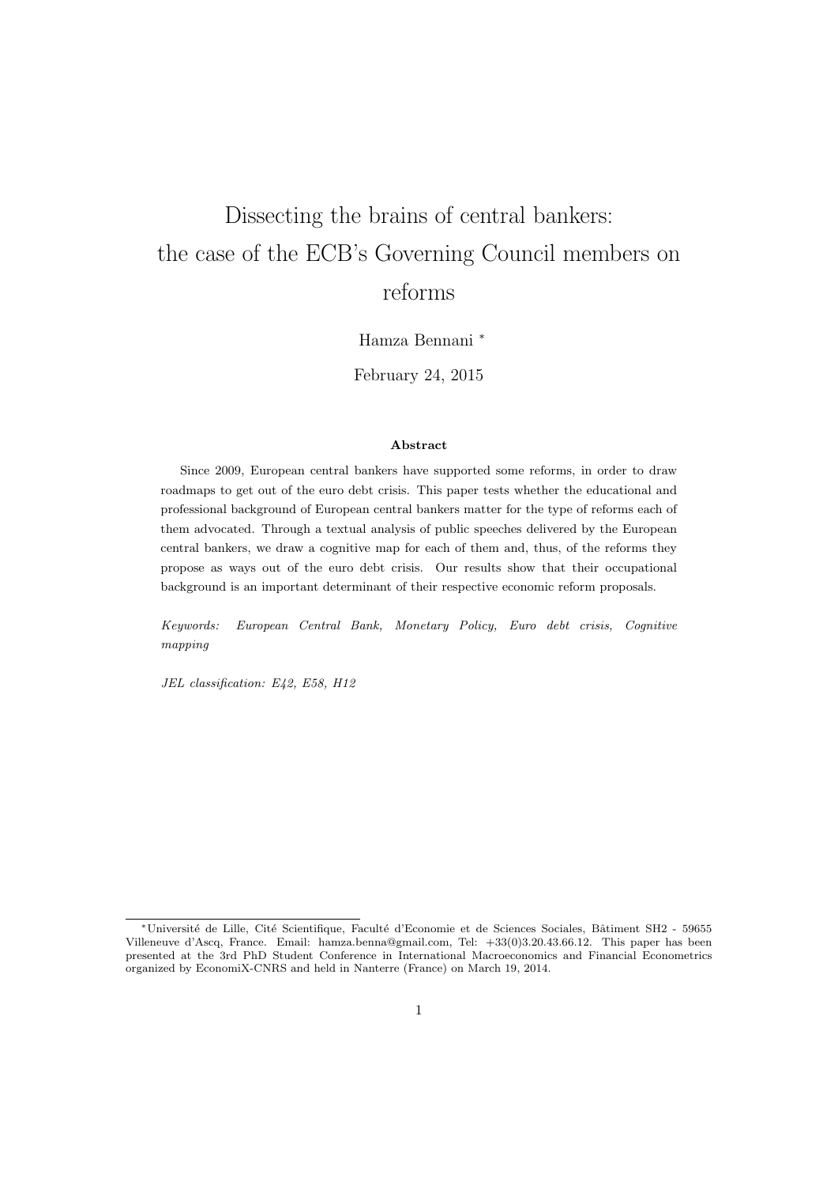# Dissecting the brains of central bankers: the case of the ECB's Governing Council members on reforms

Hamza Bennani [*]

February 24, 2015

**Abstract**

Since 2009, European central bankers have supported some reforms, in order to draw roadmaps to get out of the euro debt crisis. This paper tests whether the educational and professional background of European central bankers matter for the type of reforms each of them advocated. Through a textual analysis of public speeches delivered by the European central bankers, we draw a cognitive map for each of them and, thus, of the reforms they propose as ways out of the euro debt crisis. Our results show that their occupational background is an important determinant of their respective economic reform proposals.

*Keywords: European Central Bank, Monetary Policy, Euro debt crisis, Cognitive mapping*

*JEL classification: E42, E58, H12*

[*] Université de Lille, Cité Scientifique, Faculté d'Economie et de Sciences Sociales, Bâtiment SH2 - 59655 Villeneuve d'Ascq, France. Email: hamza.benna@gmail.com, Tel: +33(0)3.20.43.66.12. This paper has been presented at the 3rd PhD Student Conference in International Macroeconomics and Financial Econometrics organized by EconomiX-CNRS and held in Nanterre (France) on March 19, 2014.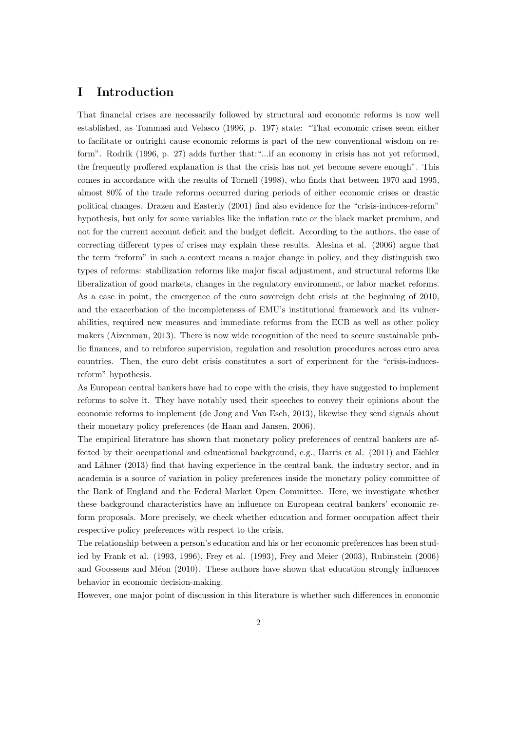# I Introduction

That financial crises are necessarily followed by structural and economic reforms is now well established, as Tommasi and Velasco (1996, p. 197) state: "That economic crises seem either to facilitate or outright cause economic reforms is part of the new conventional wisdom on reform". Rodrik (1996, p. 27) adds further that:"...if an economy in crisis has not yet reformed, the frequently proffered explanation is that the crisis has not yet become severe enough". This comes in accordance with the results of Tornell (1998), who finds that between 1970 and 1995, almost 80% of the trade reforms occurred during periods of either economic crises or drastic political changes. Drazen and Easterly (2001) find also evidence for the "crisis-induces-reform" hypothesis, but only for some variables like the inflation rate or the black market premium, and not for the current account deficit and the budget deficit. According to the authors, the ease of correcting different types of crises may explain these results. Alesina et al. (2006) argue that the term "reform" in such a context means a major change in policy, and they distinguish two types of reforms: stabilization reforms like major fiscal adjustment, and structural reforms like liberalization of good markets, changes in the regulatory environment, or labor market reforms. As a case in point, the emergence of the euro sovereign debt crisis at the beginning of 2010, and the exacerbation of the incompleteness of EMU's institutional framework and its vulnerabilities, required new measures and immediate reforms from the ECB as well as other policy makers (Aizenman, 2013). There is now wide recognition of the need to secure sustainable public finances, and to reinforce supervision, regulation and resolution procedures across euro area countries. Then, the euro debt crisis constitutes a sort of experiment for the "crisis-induces-reform" hypothesis.

As European central bankers have had to cope with the crisis, they have suggested to implement reforms to solve it. They have notably used their speeches to convey their opinions about the economic reforms to implement (de Jong and Van Esch, 2013), likewise they send signals about their monetary policy preferences (de Haan and Jansen, 2006).

The empirical literature has shown that monetary policy preferences of central bankers are affected by their occupational and educational background, e.g., Harris et al. (2011) and Eichler and Lähner (2013) find that having experience in the central bank, the industry sector, and in academia is a source of variation in policy preferences inside the monetary policy committee of the Bank of England and the Federal Market Open Committee. Here, we investigate whether these background characteristics have an influence on European central bankers' economic reform proposals. More precisely, we check whether education and former occupation affect their respective policy preferences with respect to the crisis.

The relationship between a person's education and his or her economic preferences has been studied by Frank et al. (1993, 1996), Frey et al. (1993), Frey and Meier (2003), Rubinstein (2006) and Goossens and Méon (2010). These authors have shown that education strongly influences behavior in economic decision-making.

However, one major point of discussion in this literature is whether such differences in economic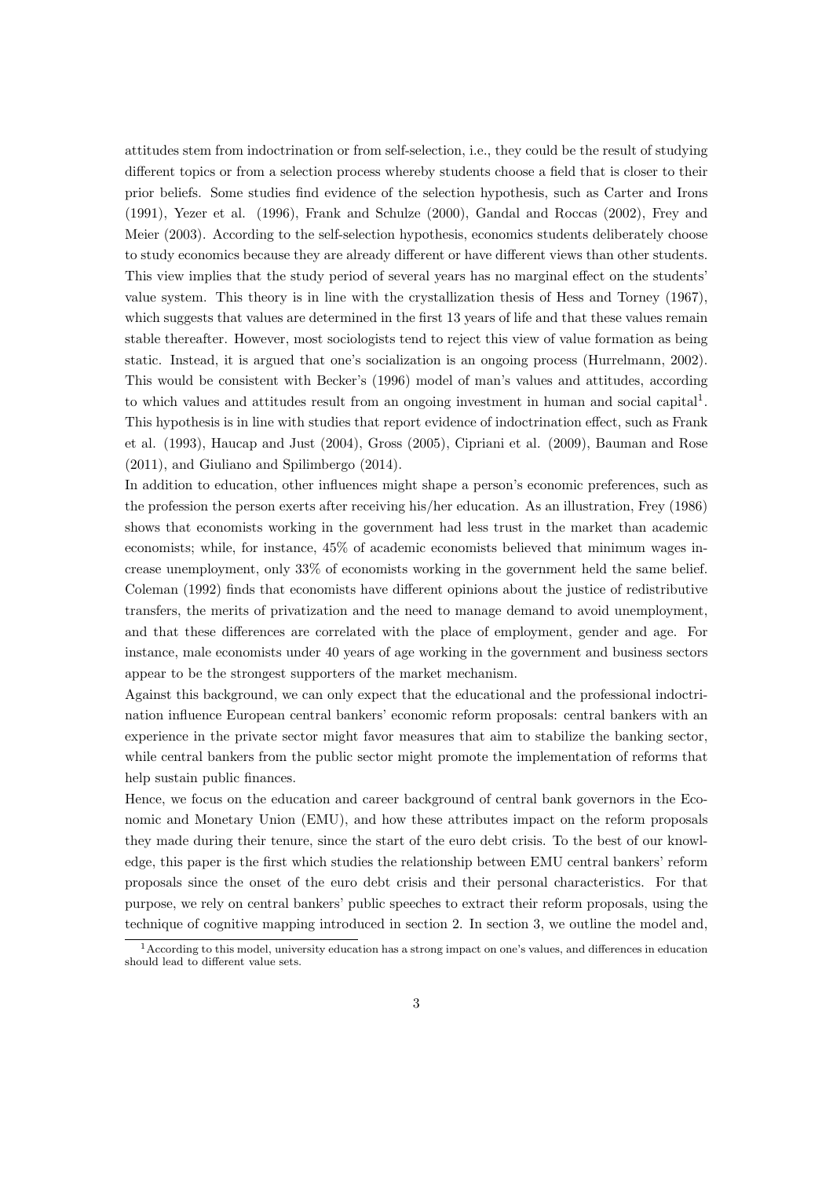attitudes stem from indoctrination or from self-selection, i.e., they could be the result of studying different topics or from a selection process whereby students choose a field that is closer to their prior beliefs. Some studies find evidence of the selection hypothesis, such as Carter and Irons (1991), Yezer et al. (1996), Frank and Schulze (2000), Gandal and Roccas (2002), Frey and Meier (2003). According to the self-selection hypothesis, economics students deliberately choose to study economics because they are already different or have different views than other students. This view implies that the study period of several years has no marginal effect on the students' value system. This theory is in line with the crystallization thesis of Hess and Torney (1967), which suggests that values are determined in the first 13 years of life and that these values remain stable thereafter. However, most sociologists tend to reject this view of value formation as being static. Instead, it is argued that one's socialization is an ongoing process (Hurrelmann, 2002). This would be consistent with Becker's (1996) model of man's values and attitudes, according to which values and attitudes result from an ongoing investment in human and social capital[1]. This hypothesis is in line with studies that report evidence of indoctrination effect, such as Frank et al. (1993), Haucap and Just (2004), Gross (2005), Cipriani et al. (2009), Bauman and Rose (2011), and Giuliano and Spilimbergo (2014).

In addition to education, other influences might shape a person's economic preferences, such as the profession the person exerts after receiving his/her education. As an illustration, Frey (1986) shows that economists working in the government had less trust in the market than academic economists; while, for instance, 45% of academic economists believed that minimum wages increase unemployment, only 33% of economists working in the government held the same belief. Coleman (1992) finds that economists have different opinions about the justice of redistributive transfers, the merits of privatization and the need to manage demand to avoid unemployment, and that these differences are correlated with the place of employment, gender and age. For instance, male economists under 40 years of age working in the government and business sectors appear to be the strongest supporters of the market mechanism.

Against this background, we can only expect that the educational and the professional indoctrination influence European central bankers' economic reform proposals: central bankers with an experience in the private sector might favor measures that aim to stabilize the banking sector, while central bankers from the public sector might promote the implementation of reforms that help sustain public finances.

Hence, we focus on the education and career background of central bank governors in the Economic and Monetary Union (EMU), and how these attributes impact on the reform proposals they made during their tenure, since the start of the euro debt crisis. To the best of our knowledge, this paper is the first which studies the relationship between EMU central bankers' reform proposals since the onset of the euro debt crisis and their personal characteristics. For that purpose, we rely on central bankers' public speeches to extract their reform proposals, using the technique of cognitive mapping introduced in section 2. In section 3, we outline the model and,

[1] According to this model, university education has a strong impact on one's values, and differences in education should lead to different value sets.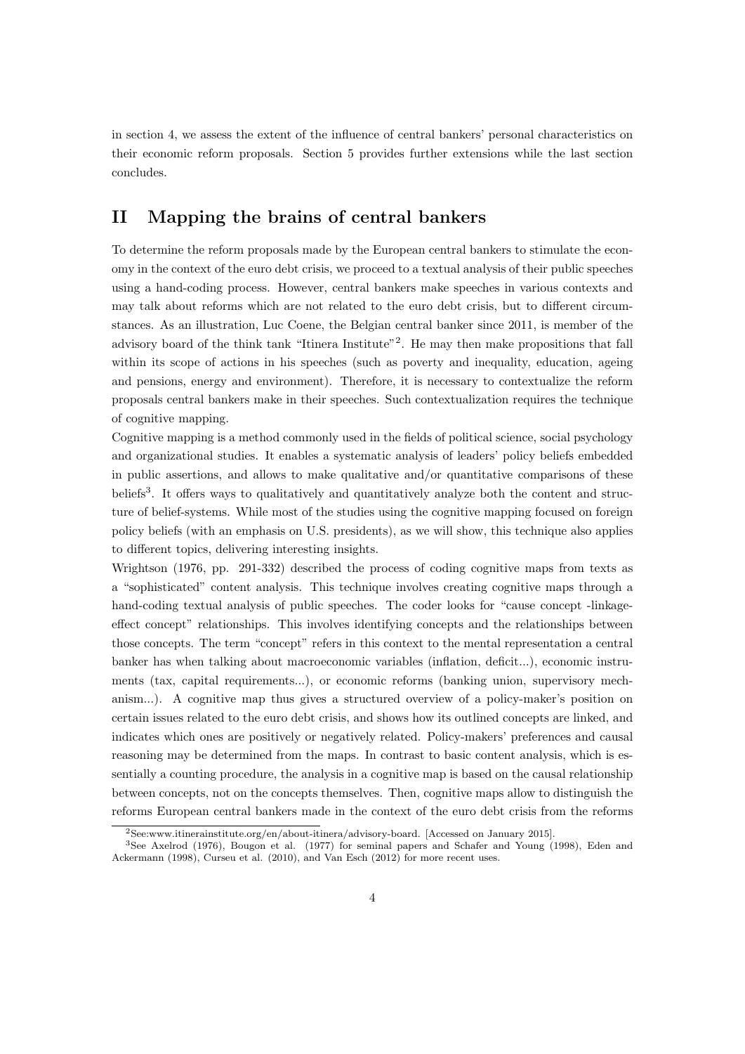in section 4, we assess the extent of the influence of central bankers' personal characteristics on their economic reform proposals. Section 5 provides further extensions while the last section concludes.

# II Mapping the brains of central bankers

To determine the reform proposals made by the European central bankers to stimulate the economy in the context of the euro debt crisis, we proceed to a textual analysis of their public speeches using a hand-coding process. However, central bankers make speeches in various contexts and may talk about reforms which are not related to the euro debt crisis, but to different circumstances. As an illustration, Luc Coene, the Belgian central banker since 2011, is member of the advisory board of the think tank "Itinera Institute"[2]. He may then make propositions that fall within its scope of actions in his speeches (such as poverty and inequality, education, ageing and pensions, energy and environment). Therefore, it is necessary to contextualize the reform proposals central bankers make in their speeches. Such contextualization requires the technique of cognitive mapping.

Cognitive mapping is a method commonly used in the fields of political science, social psychology and organizational studies. It enables a systematic analysis of leaders' policy beliefs embedded in public assertions, and allows to make qualitative and/or quantitative comparisons of these beliefs[3]. It offers ways to qualitatively and quantitatively analyze both the content and structure of belief-systems. While most of the studies using the cognitive mapping focused on foreign policy beliefs (with an emphasis on U.S. presidents), as we will show, this technique also applies to different topics, delivering interesting insights.

Wrightson (1976, pp. 291-332) described the process of coding cognitive maps from texts as a "sophisticated" content analysis. This technique involves creating cognitive maps through a hand-coding textual analysis of public speeches. The coder looks for "cause concept -linkage-effect concept" relationships. This involves identifying concepts and the relationships between those concepts. The term "concept" refers in this context to the mental representation a central banker has when talking about macroeconomic variables (inflation, deficit...), economic instruments (tax, capital requirements...), or economic reforms (banking union, supervisory mechanism...). A cognitive map thus gives a structured overview of a policy-maker's position on certain issues related to the euro debt crisis, and shows how its outlined concepts are linked, and indicates which ones are positively or negatively related. Policy-makers' preferences and causal reasoning may be determined from the maps. In contrast to basic content analysis, which is essentially a counting procedure, the analysis in a cognitive map is based on the causal relationship between concepts, not on the concepts themselves. Then, cognitive maps allow to distinguish the reforms European central bankers made in the context of the euro debt crisis from the reforms

[2] See:www.itinerainstitute.org/en/about-itinera/advisory-board. [Accessed on January 2015].

[3] See Axelrod (1976), Bougon et al. (1977) for seminal papers and Schafer and Young (1998), Eden and Ackermann (1998), Curseu et al. (2010), and Van Esch (2012) for more recent uses.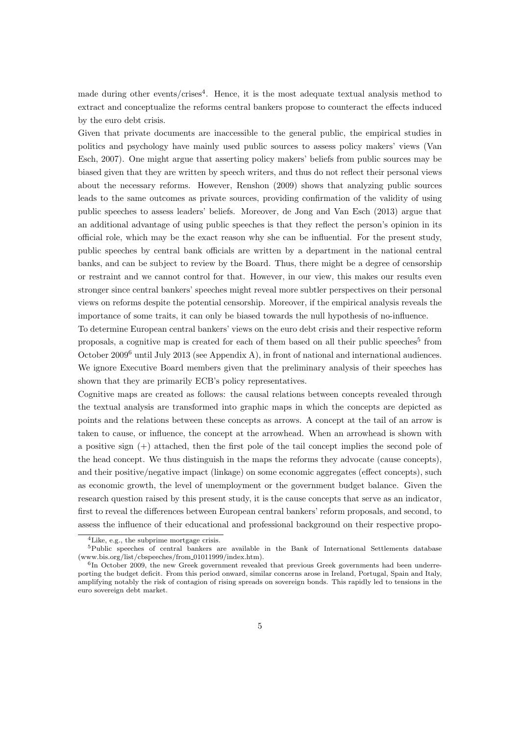made during other events/crises[4]. Hence, it is the most adequate textual analysis method to extract and conceptualize the reforms central bankers propose to counteract the effects induced by the euro debt crisis.

Given that private documents are inaccessible to the general public, the empirical studies in politics and psychology have mainly used public sources to assess policy makers' views (Van Esch, 2007). One might argue that asserting policy makers' beliefs from public sources may be biased given that they are written by speech writers, and thus do not reflect their personal views about the necessary reforms. However, Renshon (2009) shows that analyzing public sources leads to the same outcomes as private sources, providing confirmation of the validity of using public speeches to assess leaders' beliefs. Moreover, de Jong and Van Esch (2013) argue that an additional advantage of using public speeches is that they reflect the person's opinion in its official role, which may be the exact reason why she can be influential. For the present study, public speeches by central bank officials are written by a department in the national central banks, and can be subject to review by the Board. Thus, there might be a degree of censorship or restraint and we cannot control for that. However, in our view, this makes our results even stronger since central bankers' speeches might reveal more subtler perspectives on their personal views on reforms despite the potential censorship. Moreover, if the empirical analysis reveals the importance of some traits, it can only be biased towards the null hypothesis of no-influence.

To determine European central bankers' views on the euro debt crisis and their respective reform proposals, a cognitive map is created for each of them based on all their public speeches[5] from October 2009[6] until July 2013 (see Appendix A), in front of national and international audiences. We ignore Executive Board members given that the preliminary analysis of their speeches has shown that they are primarily ECB's policy representatives.

Cognitive maps are created as follows: the causal relations between concepts revealed through the textual analysis are transformed into graphic maps in which the concepts are depicted as points and the relations between these concepts as arrows. A concept at the tail of an arrow is taken to cause, or influence, the concept at the arrowhead. When an arrowhead is shown with a positive sign (+) attached, then the first pole of the tail concept implies the second pole of the head concept. We thus distinguish in the maps the reforms they advocate (cause concepts), and their positive/negative impact (linkage) on some economic aggregates (effect concepts), such as economic growth, the level of unemployment or the government budget balance. Given the research question raised by this present study, it is the cause concepts that serve as an indicator, first to reveal the differences between European central bankers' reform proposals, and second, to assess the influence of their educational and professional background on their respective propo-

[4]Like, e.g., the subprime mortgage crisis.

[5]Public speeches of central bankers are available in the Bank of International Settlements database (www.bis.org/list/cbspeeches/from_01011999/index.htm).

[6]In October 2009, the new Greek government revealed that previous Greek governments had been underreporting the budget deficit. From this period onward, similar concerns arose in Ireland, Portugal, Spain and Italy, amplifying notably the risk of contagion of rising spreads on sovereign bonds. This rapidly led to tensions in the euro sovereign debt market.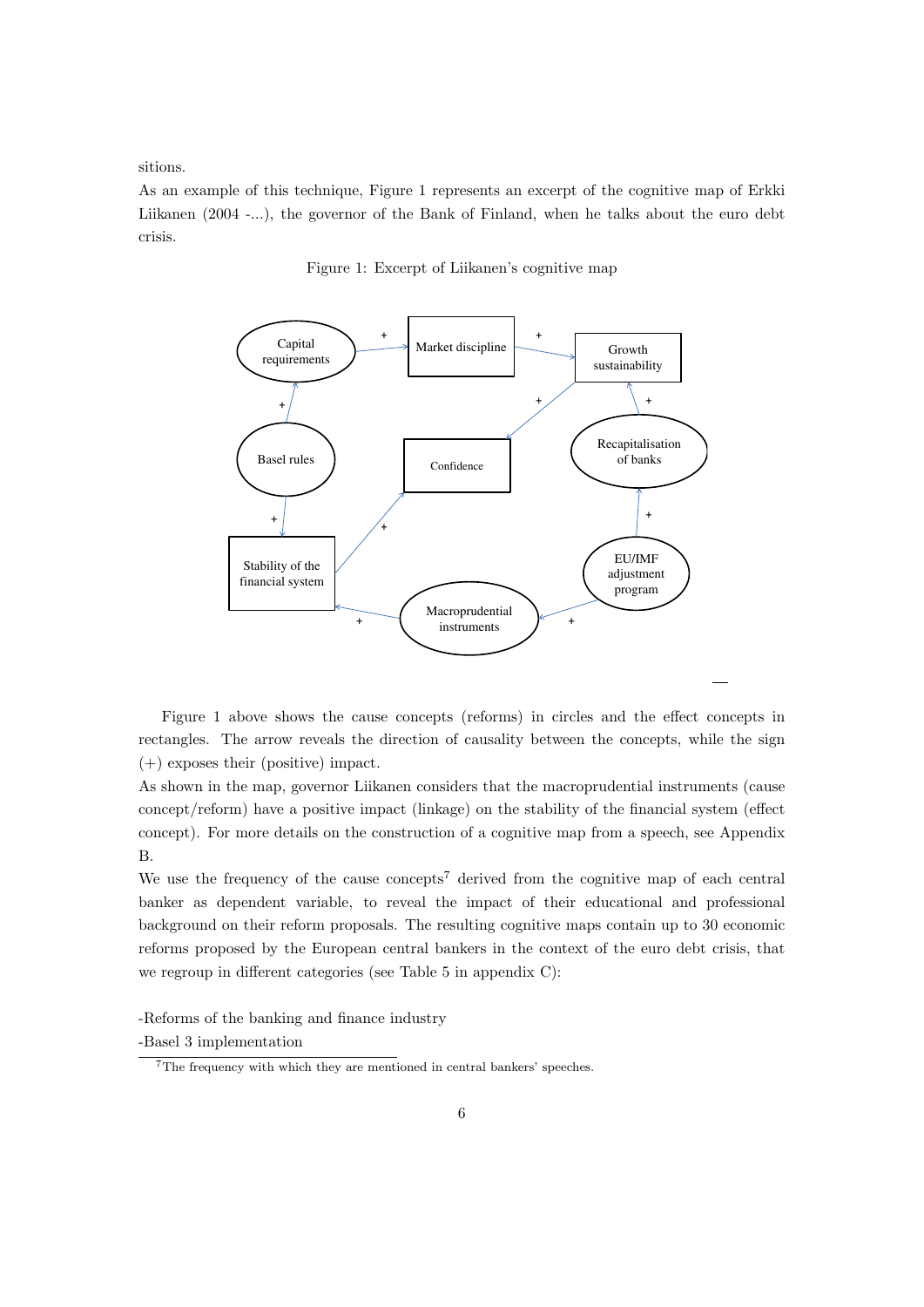sitions.

As an example of this technique, Figure 1 represents an excerpt of the cognitive map of Erkki Liikanen (2004 -...), the governor of the Bank of Finland, when he talks about the euro debt crisis.

Figure 1: Excerpt of Liikanen's cognitive map

Figure 1 above shows the cause concepts (reforms) in circles and the effect concepts in rectangles. The arrow reveals the direction of causality between the concepts, while the sign (+) exposes their (positive) impact.

As shown in the map, governor Liikanen considers that the macroprudential instruments (cause concept/reform) have a positive impact (linkage) on the stability of the financial system (effect concept). For more details on the construction of a cognitive map from a speech, see Appendix B.

We use the frequency of the cause concepts[7] derived from the cognitive map of each central banker as dependent variable, to reveal the impact of their educational and professional background on their reform proposals. The resulting cognitive maps contain up to 30 economic reforms proposed by the European central bankers in the context of the euro debt crisis, that we regroup in different categories (see Table 5 in appendix C):

-Reforms of the banking and finance industry

-Basel 3 implementation

[7] The frequency with which they are mentioned in central bankers' speeches.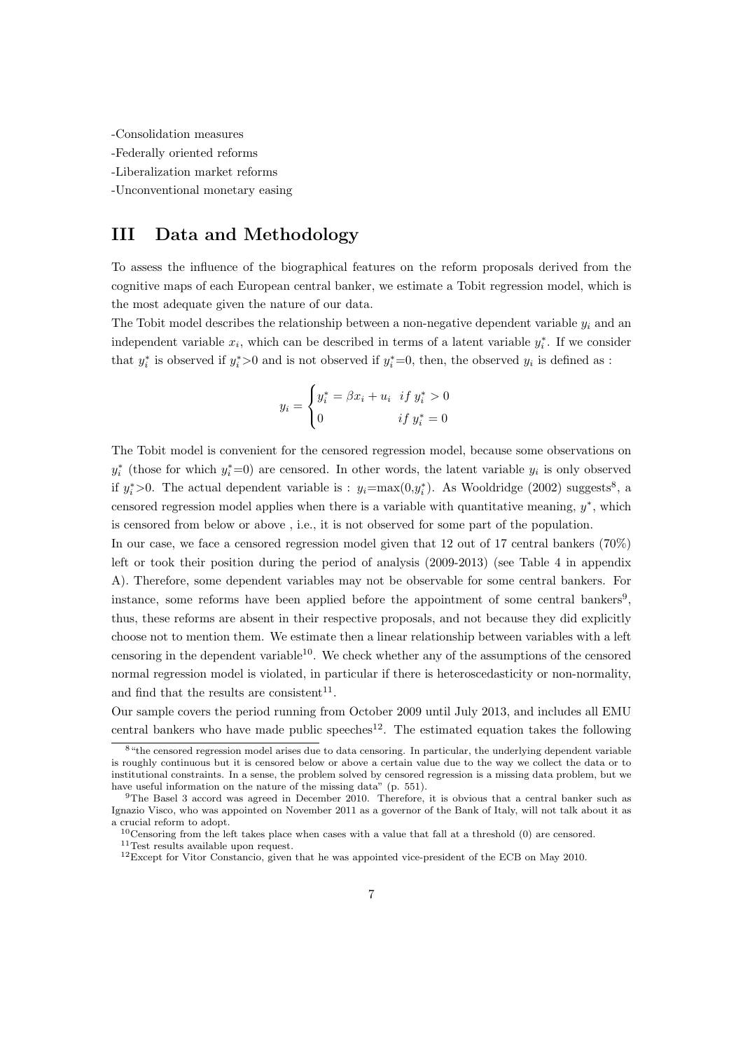-Consolidation measures

-Federally oriented reforms

-Liberalization market reforms

-Unconventional monetary easing

## III Data and Methodology

To assess the influence of the biographical features on the reform proposals derived from the cognitive maps of each European central banker, we estimate a Tobit regression model, which is the most adequate given the nature of our data.

The Tobit model describes the relationship between a non-negative dependent variable $y_i$ and an independent variable $x_i$, which can be described in terms of a latent variable $y_i^*$. If we consider that $y_i^*$ is observed if $y_i^*>0$ and is not observed if $y_i^*=0$, then, the observed $y_i$ is defined as :

$$y_i = \begin{cases} y_i^* = \beta x_i + u_i & if\ y_i^* > 0 \\ 0 & if\ y_i^* = 0 \end{cases}$$

The Tobit model is convenient for the censored regression model, because some observations on $y_i^*$ (those for which $y_i^*=0$) are censored. In other words, the latent variable $y_i$ is only observed if $y_i^*>0$. The actual dependent variable is : $y_i$=max(0,$y_i^*$). As Wooldridge (2002) suggests[8], a censored regression model applies when there is a variable with quantitative meaning, $y^*$, which is censored from below or above , i.e., it is not observed for some part of the population.

In our case, we face a censored regression model given that 12 out of 17 central bankers (70%) left or took their position during the period of analysis (2009-2013) (see Table 4 in appendix A). Therefore, some dependent variables may not be observable for some central bankers. For instance, some reforms have been applied before the appointment of some central bankers[9], thus, these reforms are absent in their respective proposals, and not because they did explicitly choose not to mention them. We estimate then a linear relationship between variables with a left censoring in the dependent variable[10]. We check whether any of the assumptions of the censored normal regression model is violated, in particular if there is heteroscedasticity or non-normality, and find that the results are consistent[11].

Our sample covers the period running from October 2009 until July 2013, and includes all EMU central bankers who have made public speeches[12]. The estimated equation takes the following

[8] "the censored regression model arises due to data censoring. In particular, the underlying dependent variable is roughly continuous but it is censored below or above a certain value due to the way we collect the data or to institutional constraints. In a sense, the problem solved by censored regression is a missing data problem, but we have useful information on the nature of the missing data" (p. 551).

[9] The Basel 3 accord was agreed in December 2010. Therefore, it is obvious that a central banker such as Ignazio Visco, who was appointed on November 2011 as a governor of the Bank of Italy, will not talk about it as a crucial reform to adopt.

[10] Censoring from the left takes place when cases with a value that fall at a threshold (0) are censored.

[11] Test results available upon request.

[12] Except for Vitor Constancio, given that he was appointed vice-president of the ECB on May 2010.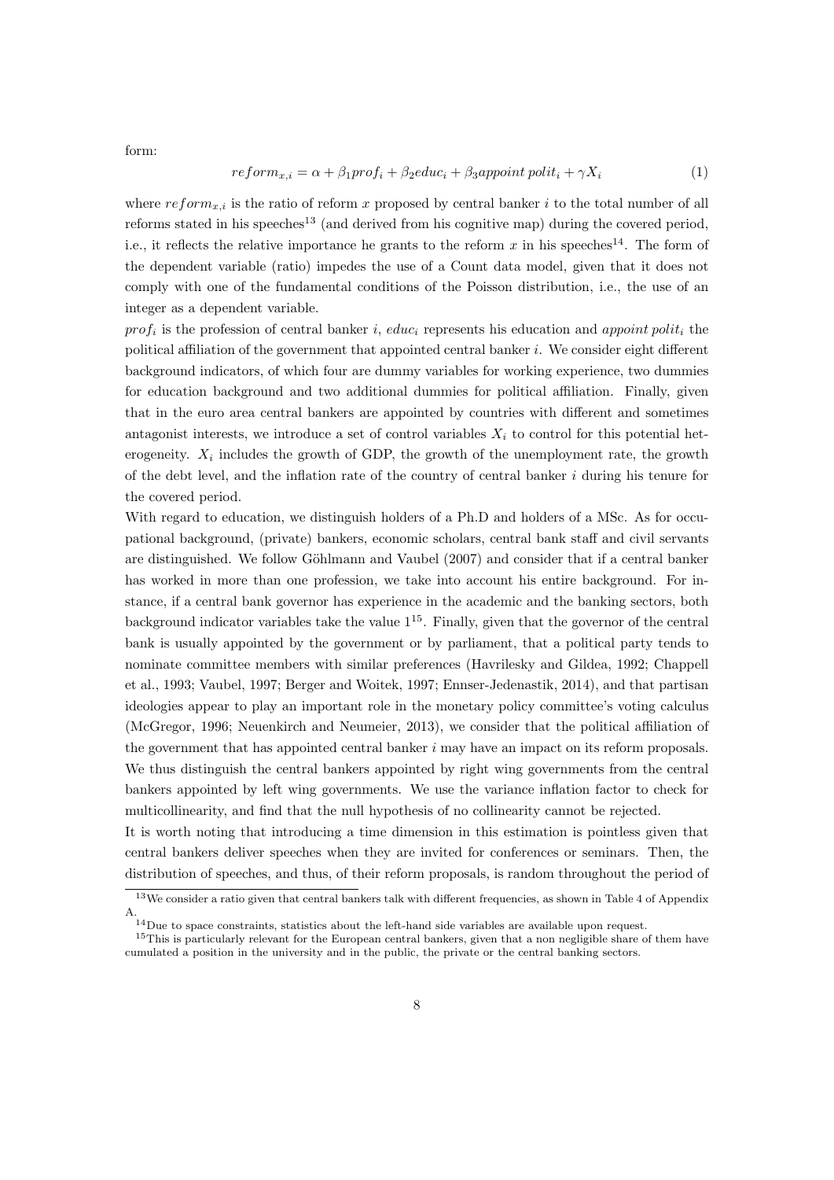form:

$$reform_{x,i} = \alpha + \beta_1 prof_i + \beta_2 educ_i + \beta_3 appoint\,polit_i + \gamma X_i \tag{1}$$

where $reform_{x,i}$ is the ratio of reform $x$ proposed by central banker $i$ to the total number of all reforms stated in his speeches[13] (and derived from his cognitive map) during the covered period, i.e., it reflects the relative importance he grants to the reform $x$ in his speeches[14]. The form of the dependent variable (ratio) impedes the use of a Count data model, given that it does not comply with one of the fundamental conditions of the Poisson distribution, i.e., the use of an integer as a dependent variable.

$prof_i$ is the profession of central banker $i$, $educ_i$ represents his education and $appoint\,polit_i$ the political affiliation of the government that appointed central banker $i$. We consider eight different background indicators, of which four are dummy variables for working experience, two dummies for education background and two additional dummies for political affiliation. Finally, given that in the euro area central bankers are appointed by countries with different and sometimes antagonist interests, we introduce a set of control variables $X_i$ to control for this potential heterogeneity. $X_i$ includes the growth of GDP, the growth of the unemployment rate, the growth of the debt level, and the inflation rate of the country of central banker $i$ during his tenure for the covered period.

With regard to education, we distinguish holders of a Ph.D and holders of a MSc. As for occupational background, (private) bankers, economic scholars, central bank staff and civil servants are distinguished. We follow Göhlmann and Vaubel (2007) and consider that if a central banker has worked in more than one profession, we take into account his entire background. For instance, if a central bank governor has experience in the academic and the banking sectors, both background indicator variables take the value 1[15]. Finally, given that the governor of the central bank is usually appointed by the government or by parliament, that a political party tends to nominate committee members with similar preferences (Havrilesky and Gildea, 1992; Chappell et al., 1993; Vaubel, 1997; Berger and Woitek, 1997; Ennser-Jedenastik, 2014), and that partisan ideologies appear to play an important role in the monetary policy committee's voting calculus (McGregor, 1996; Neuenkirch and Neumeier, 2013), we consider that the political affiliation of the government that has appointed central banker $i$ may have an impact on its reform proposals. We thus distinguish the central bankers appointed by right wing governments from the central bankers appointed by left wing governments. We use the variance inflation factor to check for multicollinearity, and find that the null hypothesis of no collinearity cannot be rejected.

It is worth noting that introducing a time dimension in this estimation is pointless given that central bankers deliver speeches when they are invited for conferences or seminars. Then, the distribution of speeches, and thus, of their reform proposals, is random throughout the period of

[13] We consider a ratio given that central bankers talk with different frequencies, as shown in Table 4 of Appendix A.

[14] Due to space constraints, statistics about the left-hand side variables are available upon request.

[15] This is particularly relevant for the European central bankers, given that a non negligible share of them have cumulated a position in the university and in the public, the private or the central banking sectors.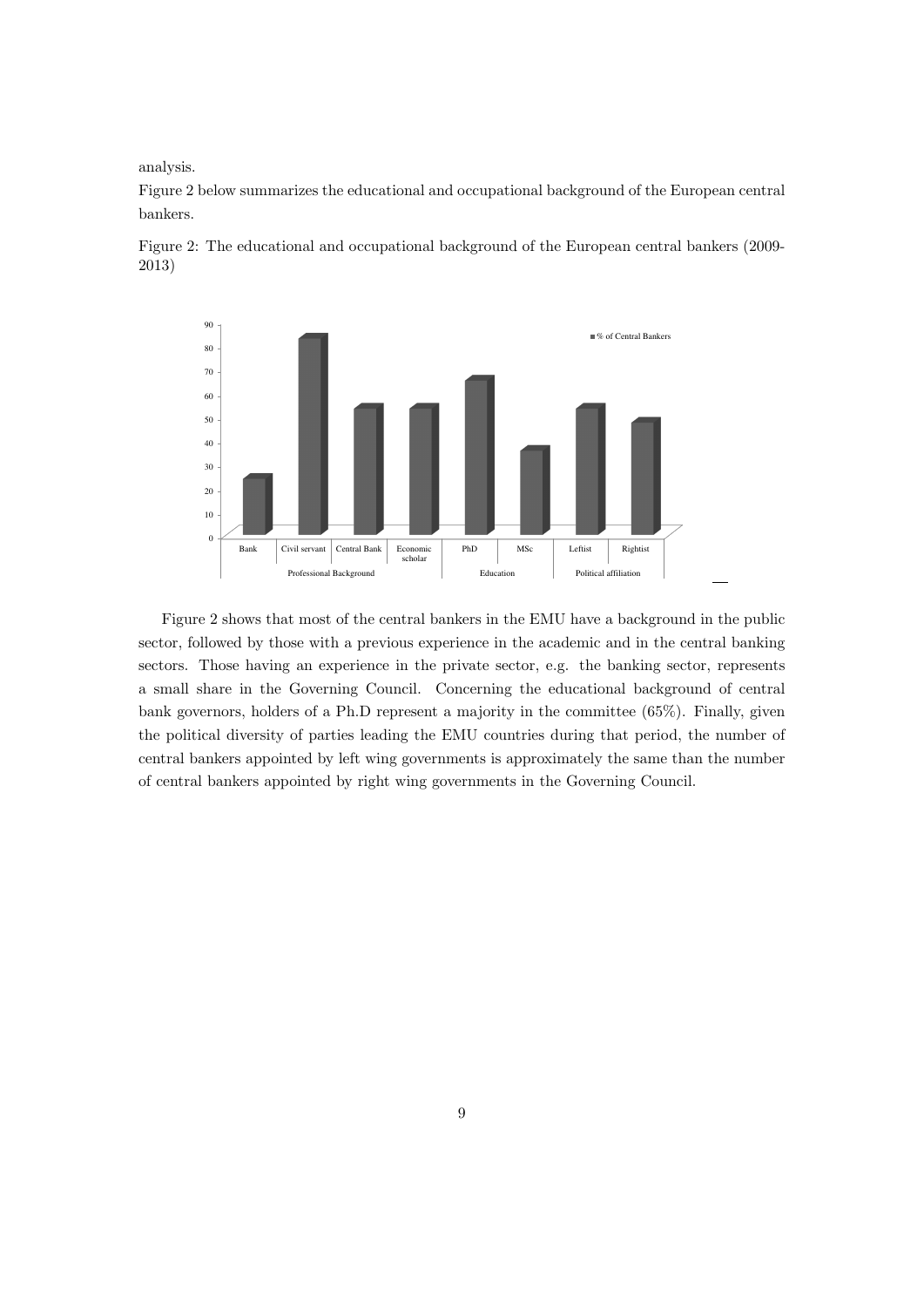analysis.

Figure 2 below summarizes the educational and occupational background of the European central bankers.

Figure 2: The educational and occupational background of the European central bankers (2009-2013)

Figure 2 shows that most of the central bankers in the EMU have a background in the public sector, followed by those with a previous experience in the academic and in the central banking sectors. Those having an experience in the private sector, e.g. the banking sector, represents a small share in the Governing Council. Concerning the educational background of central bank governors, holders of a Ph.D represent a majority in the committee (65%). Finally, given the political diversity of parties leading the EMU countries during that period, the number of central bankers appointed by left wing governments is approximately the same than the number of central bankers appointed by right wing governments in the Governing Council.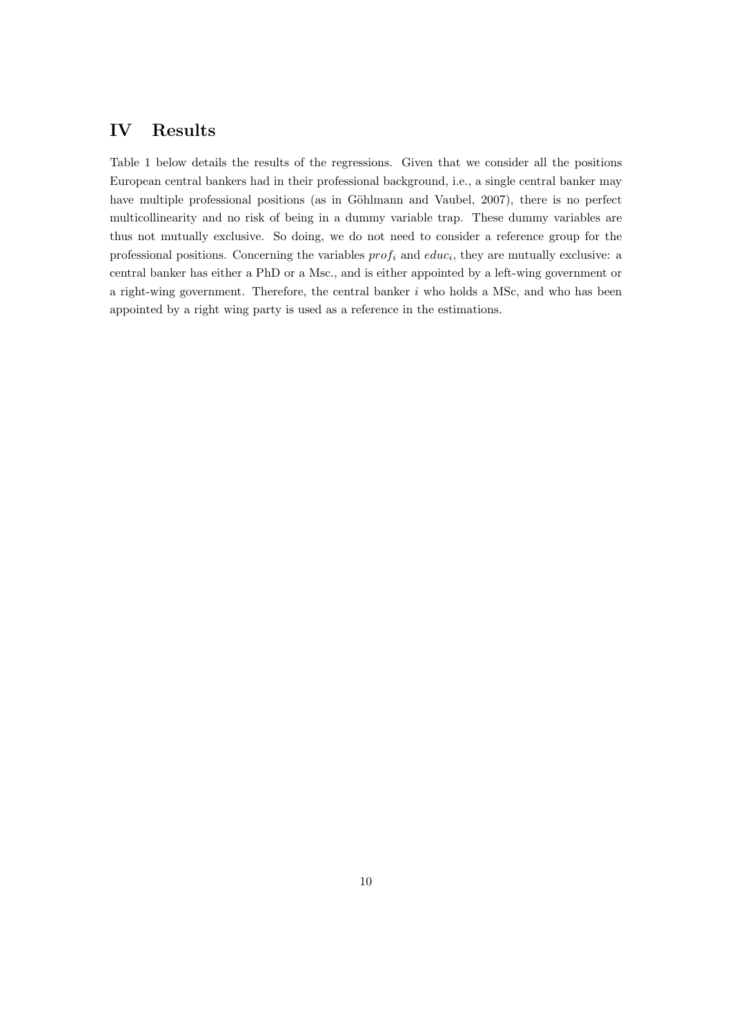# IV Results

Table 1 below details the results of the regressions. Given that we consider all the positions European central bankers had in their professional background, i.e., a single central banker may have multiple professional positions (as in Göhlmann and Vaubel, 2007), there is no perfect multicollinearity and no risk of being in a dummy variable trap. These dummy variables are thus not mutually exclusive. So doing, we do not need to consider a reference group for the professional positions. Concerning the variables $prof_i$ and $educ_i$, they are mutually exclusive: a central banker has either a PhD or a Msc., and is either appointed by a left-wing government or a right-wing government. Therefore, the central banker $i$ who holds a MSc, and who has been appointed by a right wing party is used as a reference in the estimations.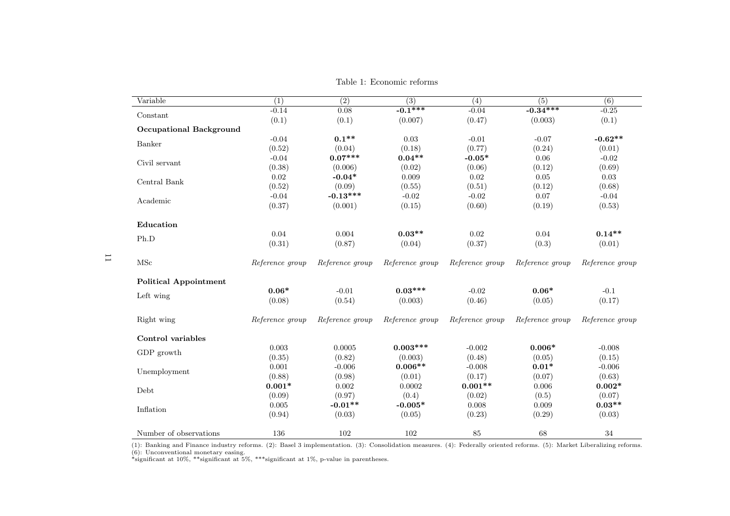Table 1: Economic reforms

| Variable | (1) | (2) | (3) | (4) | (5) | (6) |
|---|---|---|---|---|---|---|
| Constant | -0.14 | 0.08 | **-0.1*** ** | -0.04 | **-0.34*** ** | -0.25 |
| | (0.1) | (0.1) | (0.007) | (0.47) | (0.003) | (0.1) |
| **Occupational Background** | | | | | | |
| Banker | -0.04 | **0.1** ** | 0.03 | -0.01 | -0.07 | **-0.62** ** |
| | (0.52) | (0.04) | (0.18) | (0.77) | (0.24) | (0.01) |
| Civil servant | -0.04 | **0.07*** ** | **0.04** ** | **-0.05*** | 0.06 | -0.02 |
| | (0.38) | (0.006) | (0.02) | (0.06) | (0.12) | (0.69) |
| Central Bank | 0.02 | **-0.04*** | 0.009 | 0.02 | 0.05 | 0.03 |
| | (0.52) | (0.09) | (0.55) | (0.51) | (0.12) | (0.68) |
| Academic | -0.04 | **-0.13*** ** | -0.02 | -0.02 | 0.07 | -0.04 |
| | (0.37) | (0.001) | (0.15) | (0.60) | (0.19) | (0.53) |
| **Education** | | | | | | |
| Ph.D | 0.04 | 0.004 | **0.03** ** | 0.02 | 0.04 | **0.14** ** |
| | (0.31) | (0.87) | (0.04) | (0.37) | (0.3) | (0.01) |
| MSc | *Reference group* | *Reference group* | *Reference group* | *Reference group* | *Reference group* | *Reference group* |
| **Political Appointment** | | | | | | |
| Left wing | **0.06*** | -0.01 | **0.03*** ** | -0.02 | **0.06*** | -0.1 |
| | (0.08) | (0.54) | (0.003) | (0.46) | (0.05) | (0.17) |
| Right wing | *Reference group* | *Reference group* | *Reference group* | *Reference group* | *Reference group* | *Reference group* |
| **Control variables** | | | | | | |
| GDP growth | 0.003 | 0.0005 | **0.003*** ** | -0.002 | **0.006*** | -0.008 |
| | (0.35) | (0.82) | (0.003) | (0.48) | (0.05) | (0.15) |
| Unemployment | 0.001 | -0.006 | **0.006** ** | -0.008 | **0.01*** | -0.006 |
| | (0.88) | (0.98) | (0.01) | (0.17) | (0.07) | (0.63) |
| Debt | **0.001*** | 0.002 | 0.0002 | **0.001** ** | 0.006 | **0.002*** |
| | (0.09) | (0.97) | (0.4) | (0.02) | (0.5) | (0.07) |
| Inflation | 0.005 | **-0.01** ** | **-0.005*** | 0.008 | 0.009 | **0.03** ** |
| | (0.94) | (0.03) | (0.05) | (0.23) | (0.29) | (0.03) |
| Number of observations | 136 | 102 | 102 | 85 | 68 | 34 |

(1): Banking and Finance industry reforms. (2): Basel 3 implementation. (3): Consolidation measures. (4): Federally oriented reforms. (5): Market Liberalizing reforms. (6): Unconventional monetary easing.
*significant at 10%, **significant at 5%, ***significant at 1%, p-value in parentheses.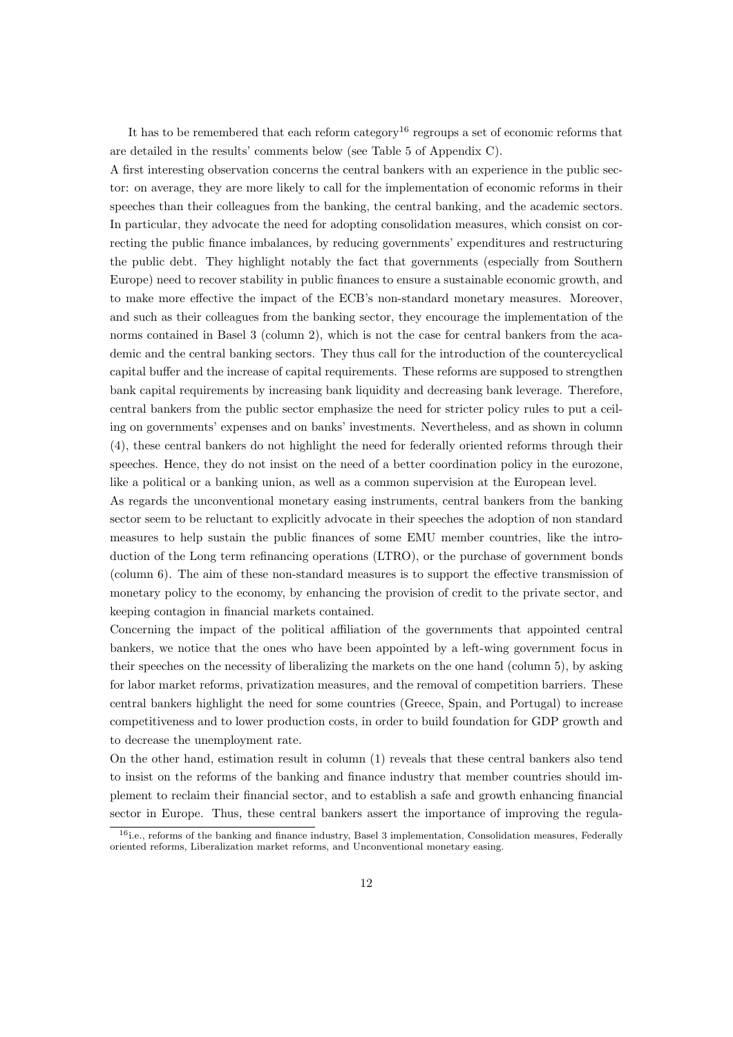It has to be remembered that each reform category[16] regroups a set of economic reforms that are detailed in the results' comments below (see Table 5 of Appendix C).

A first interesting observation concerns the central bankers with an experience in the public sector: on average, they are more likely to call for the implementation of economic reforms in their speeches than their colleagues from the banking, the central banking, and the academic sectors. In particular, they advocate the need for adopting consolidation measures, which consist on correcting the public finance imbalances, by reducing governments' expenditures and restructuring the public debt. They highlight notably the fact that governments (especially from Southern Europe) need to recover stability in public finances to ensure a sustainable economic growth, and to make more effective the impact of the ECB's non-standard monetary measures. Moreover, and such as their colleagues from the banking sector, they encourage the implementation of the norms contained in Basel 3 (column 2), which is not the case for central bankers from the academic and the central banking sectors. They thus call for the introduction of the countercyclical capital buffer and the increase of capital requirements. These reforms are supposed to strengthen bank capital requirements by increasing bank liquidity and decreasing bank leverage. Therefore, central bankers from the public sector emphasize the need for stricter policy rules to put a ceiling on governments' expenses and on banks' investments. Nevertheless, and as shown in column (4), these central bankers do not highlight the need for federally oriented reforms through their speeches. Hence, they do not insist on the need of a better coordination policy in the eurozone, like a political or a banking union, as well as a common supervision at the European level.

As regards the unconventional monetary easing instruments, central bankers from the banking sector seem to be reluctant to explicitly advocate in their speeches the adoption of non standard measures to help sustain the public finances of some EMU member countries, like the introduction of the Long term refinancing operations (LTRO), or the purchase of government bonds (column 6). The aim of these non-standard measures is to support the effective transmission of monetary policy to the economy, by enhancing the provision of credit to the private sector, and keeping contagion in financial markets contained.

Concerning the impact of the political affiliation of the governments that appointed central bankers, we notice that the ones who have been appointed by a left-wing government focus in their speeches on the necessity of liberalizing the markets on the one hand (column 5), by asking for labor market reforms, privatization measures, and the removal of competition barriers. These central bankers highlight the need for some countries (Greece, Spain, and Portugal) to increase competitiveness and to lower production costs, in order to build foundation for GDP growth and to decrease the unemployment rate.

On the other hand, estimation result in column (1) reveals that these central bankers also tend to insist on the reforms of the banking and finance industry that member countries should implement to reclaim their financial sector, and to establish a safe and growth enhancing financial sector in Europe. Thus, these central bankers assert the importance of improving the regula-

[16] i.e., reforms of the banking and finance industry, Basel 3 implementation, Consolidation measures, Federally oriented reforms, Liberalization market reforms, and Unconventional monetary easing.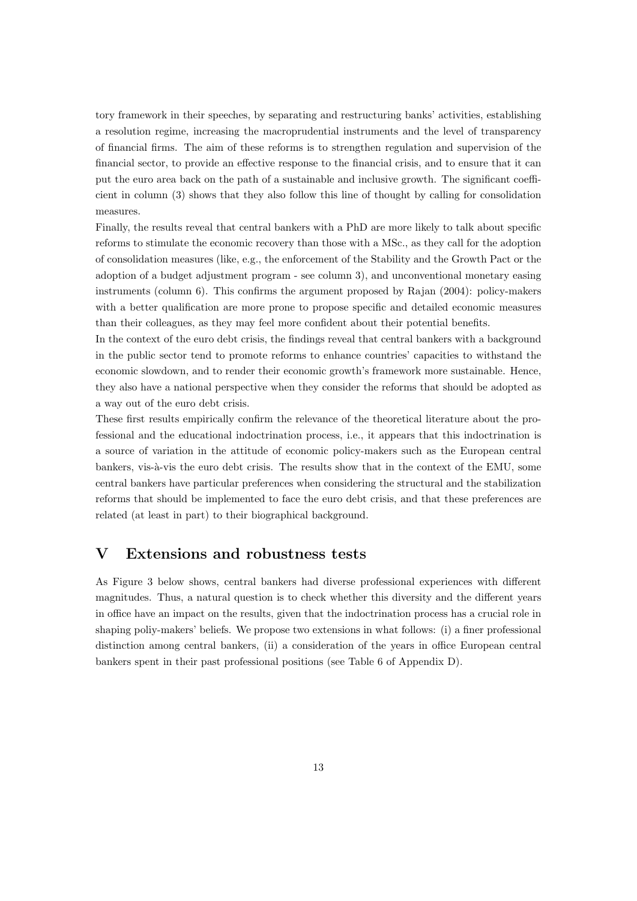tory framework in their speeches, by separating and restructuring banks' activities, establishing a resolution regime, increasing the macroprudential instruments and the level of transparency of financial firms. The aim of these reforms is to strengthen regulation and supervision of the financial sector, to provide an effective response to the financial crisis, and to ensure that it can put the euro area back on the path of a sustainable and inclusive growth. The significant coefficient in column (3) shows that they also follow this line of thought by calling for consolidation measures.

Finally, the results reveal that central bankers with a PhD are more likely to talk about specific reforms to stimulate the economic recovery than those with a MSc., as they call for the adoption of consolidation measures (like, e.g., the enforcement of the Stability and the Growth Pact or the adoption of a budget adjustment program - see column 3), and unconventional monetary easing instruments (column 6). This confirms the argument proposed by Rajan (2004): policy-makers with a better qualification are more prone to propose specific and detailed economic measures than their colleagues, as they may feel more confident about their potential benefits.

In the context of the euro debt crisis, the findings reveal that central bankers with a background in the public sector tend to promote reforms to enhance countries' capacities to withstand the economic slowdown, and to render their economic growth's framework more sustainable. Hence, they also have a national perspective when they consider the reforms that should be adopted as a way out of the euro debt crisis.

These first results empirically confirm the relevance of the theoretical literature about the professional and the educational indoctrination process, i.e., it appears that this indoctrination is a source of variation in the attitude of economic policy-makers such as the European central bankers, vis-à-vis the euro debt crisis. The results show that in the context of the EMU, some central bankers have particular preferences when considering the structural and the stabilization reforms that should be implemented to face the euro debt crisis, and that these preferences are related (at least in part) to their biographical background.

# V Extensions and robustness tests

As Figure 3 below shows, central bankers had diverse professional experiences with different magnitudes. Thus, a natural question is to check whether this diversity and the different years in office have an impact on the results, given that the indoctrination process has a crucial role in shaping poliy-makers' beliefs. We propose two extensions in what follows: (i) a finer professional distinction among central bankers, (ii) a consideration of the years in office European central bankers spent in their past professional positions (see Table 6 of Appendix D).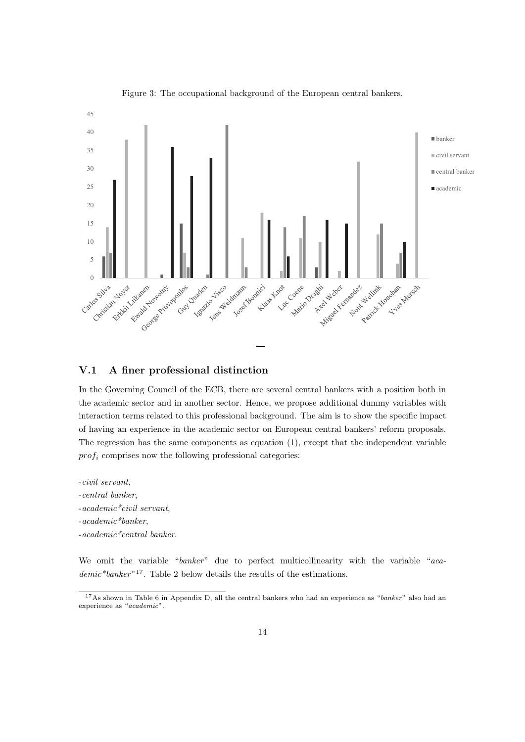Figure 3: The occupational background of the European central bankers.

## V.1 A finer professional distinction

In the Governing Council of the ECB, there are several central bankers with a position both in the academic sector and in another sector. Hence, we propose additional dummy variables with interaction terms related to this professional background. The aim is to show the specific impact of having an experience in the academic sector on European central bankers' reform proposals. The regression has the same components as equation (1), except that the independent variable $prof_i$ comprises now the following professional categories:

- *civil servant*,
- *central banker*,
- *academic*civil servant*,
- *academic*banker*,
- *academic*central banker*.

We omit the variable "*banker*" due to perfect multicollinearity with the variable "*academic*banker*"[17]. Table 2 below details the results of the estimations.

[17] As shown in Table 6 in Appendix D, all the central bankers who had an experience as "*banker*" also had an experience as "*academic*".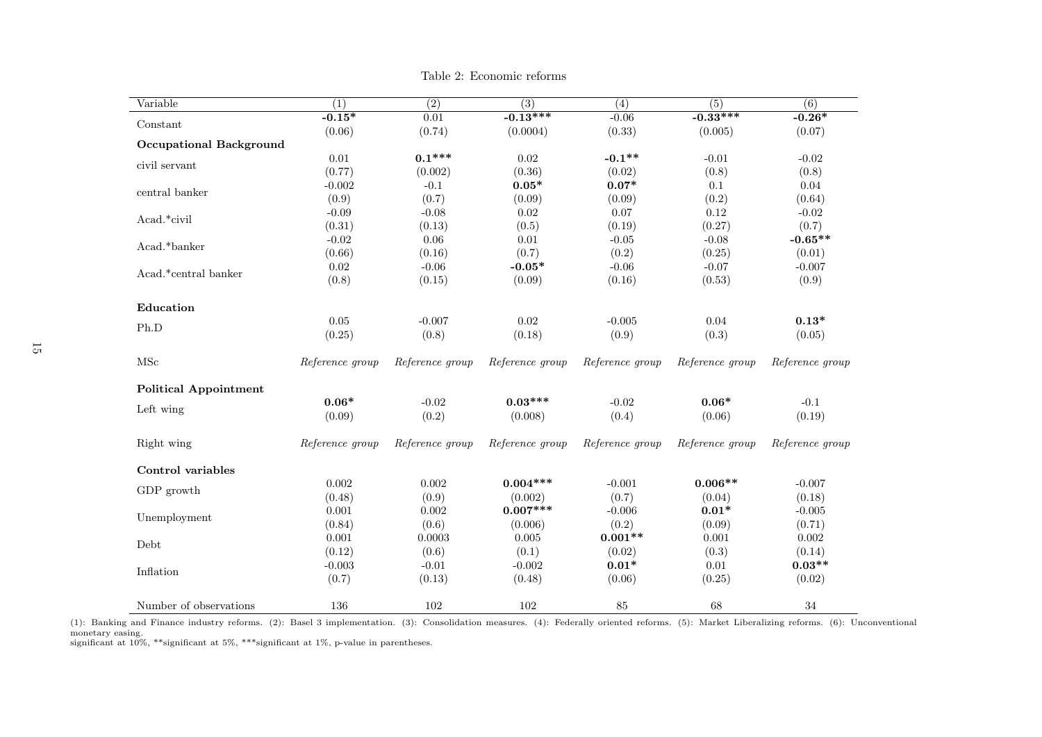Table 2: Economic reforms

| Variable | (1) | (2) | (3) | (4) | (5) | (6) |
|---|---|---|---|---|---|---|
| Constant | **-0.15*** | 0.01 | **-0.13***** | -0.06 | **-0.33***** | **-0.26*** |
| | (0.06) | (0.74) | (0.0004) | (0.33) | (0.005) | (0.07) |
| **Occupational Background** | | | | | | |
| civil servant | 0.01 | **0.1***** | 0.02 | **-0.1**** | -0.01 | -0.02 |
| | (0.77) | (0.002) | (0.36) | (0.02) | (0.8) | (0.8) |
| central banker | -0.002 | -0.1 | **0.05*** | **0.07*** | 0.1 | 0.04 |
| | (0.9) | (0.7) | (0.09) | (0.09) | (0.2) | (0.64) |
| Acad.*civil | -0.09 | -0.08 | 0.02 | 0.07 | 0.12 | -0.02 |
| | (0.31) | (0.13) | (0.5) | (0.19) | (0.27) | (0.7) |
| Acad.*banker | -0.02 | 0.06 | 0.01 | -0.05 | -0.08 | **-0.65**** |
| | (0.66) | (0.16) | (0.7) | (0.2) | (0.25) | (0.01) |
| Acad.*central banker | 0.02 | -0.06 | **-0.05*** | -0.06 | -0.07 | -0.007 |
| | (0.8) | (0.15) | (0.09) | (0.16) | (0.53) | (0.9) |
| **Education** | | | | | | |
| Ph.D | 0.05 | -0.007 | 0.02 | -0.005 | 0.04 | **0.13*** |
| | (0.25) | (0.8) | (0.18) | (0.9) | (0.3) | (0.05) |
| MSc | *Reference group* | *Reference group* | *Reference group* | *Reference group* | *Reference group* | *Reference group* |
| **Political Appointment** | | | | | | |
| Left wing | **0.06*** | -0.02 | **0.03***** | -0.02 | **0.06*** | -0.1 |
| | (0.09) | (0.2) | (0.008) | (0.4) | (0.06) | (0.19) |
| Right wing | *Reference group* | *Reference group* | *Reference group* | *Reference group* | *Reference group* | *Reference group* |
| **Control variables** | | | | | | |
| GDP growth | 0.002 | 0.002 | **0.004***** | -0.001 | **0.006**** | -0.007 |
| | (0.48) | (0.9) | (0.002) | (0.7) | (0.04) | (0.18) |
| Unemployment | 0.001 | 0.002 | **0.007***** | -0.006 | **0.01*** | -0.005 |
| | (0.84) | (0.6) | (0.006) | (0.2) | (0.09) | (0.71) |
| Debt | 0.001 | 0.0003 | 0.005 | **0.001**** | 0.001 | 0.002 |
| | (0.12) | (0.6) | (0.1) | (0.02) | (0.3) | (0.14) |
| Inflation | -0.003 | -0.01 | -0.002 | **0.01*** | 0.01 | **0.03**** |
| | (0.7) | (0.13) | (0.48) | (0.06) | (0.25) | (0.02) |
| Number of observations | 136 | 102 | 102 | 85 | 68 | 34 |

(1): Banking and Finance industry reforms. (2): Basel 3 implementation. (3): Consolidation measures. (4): Federally oriented reforms. (5): Market Liberalizing reforms. (6): Unconventional monetary easing.
significant at 10%, **significant at 5%, ***significant at 1%, p-value in parentheses.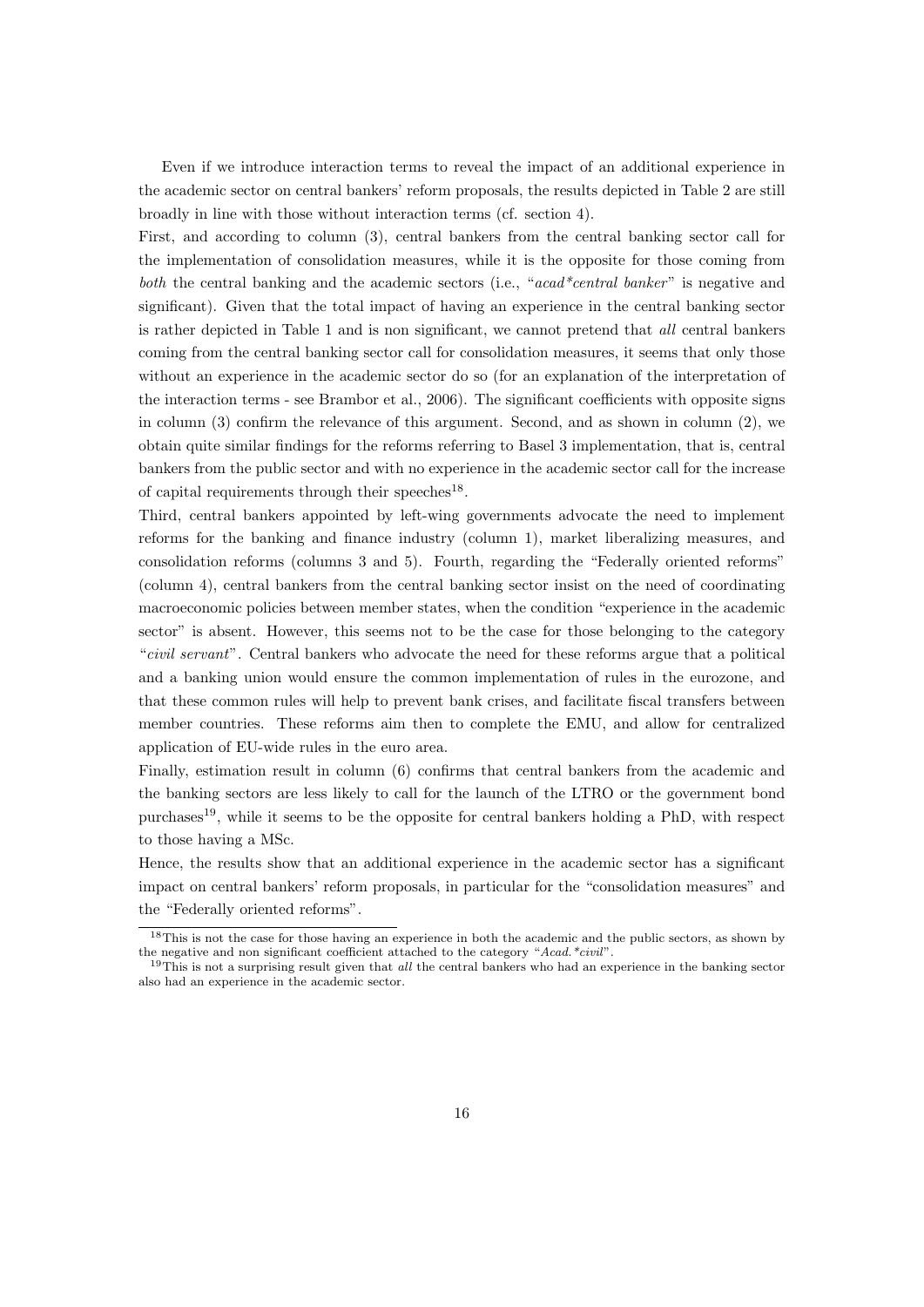Even if we introduce interaction terms to reveal the impact of an additional experience in the academic sector on central bankers' reform proposals, the results depicted in Table 2 are still broadly in line with those without interaction terms (cf. section 4).

First, and according to column (3), central bankers from the central banking sector call for the implementation of consolidation measures, while it is the opposite for those coming from *both* the central banking and the academic sectors (i.e., "*acad*central banker*" is negative and significant). Given that the total impact of having an experience in the central banking sector is rather depicted in Table 1 and is non significant, we cannot pretend that *all* central bankers coming from the central banking sector call for consolidation measures, it seems that only those without an experience in the academic sector do so (for an explanation of the interpretation of the interaction terms - see Brambor et al., 2006). The significant coefficients with opposite signs in column (3) confirm the relevance of this argument. Second, and as shown in column (2), we obtain quite similar findings for the reforms referring to Basel 3 implementation, that is, central bankers from the public sector and with no experience in the academic sector call for the increase of capital requirements through their speeches[18].

Third, central bankers appointed by left-wing governments advocate the need to implement reforms for the banking and finance industry (column 1), market liberalizing measures, and consolidation reforms (columns 3 and 5). Fourth, regarding the "Federally oriented reforms" (column 4), central bankers from the central banking sector insist on the need of coordinating macroeconomic policies between member states, when the condition "experience in the academic sector" is absent. However, this seems not to be the case for those belonging to the category "*civil servant*". Central bankers who advocate the need for these reforms argue that a political and a banking union would ensure the common implementation of rules in the eurozone, and that these common rules will help to prevent bank crises, and facilitate fiscal transfers between member countries. These reforms aim then to complete the EMU, and allow for centralized application of EU-wide rules in the euro area.

Finally, estimation result in column (6) confirms that central bankers from the academic and the banking sectors are less likely to call for the launch of the LTRO or the government bond purchases[19], while it seems to be the opposite for central bankers holding a PhD, with respect to those having a MSc.

Hence, the results show that an additional experience in the academic sector has a significant impact on central bankers' reform proposals, in particular for the "consolidation measures" and the "Federally oriented reforms".

[18] This is not the case for those having an experience in both the academic and the public sectors, as shown by the negative and non significant coefficient attached to the category "*Acad.*civil*".

[19] This is not a surprising result given that *all* the central bankers who had an experience in the banking sector also had an experience in the academic sector.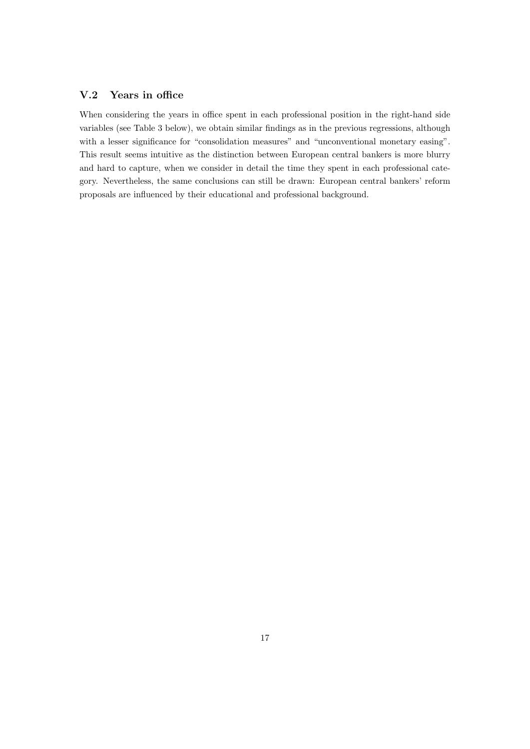### V.2 Years in office

When considering the years in office spent in each professional position in the right-hand side variables (see Table 3 below), we obtain similar findings as in the previous regressions, although with a lesser significance for "consolidation measures" and "unconventional monetary easing". This result seems intuitive as the distinction between European central bankers is more blurry and hard to capture, when we consider in detail the time they spent in each professional category. Nevertheless, the same conclusions can still be drawn: European central bankers' reform proposals are influenced by their educational and professional background.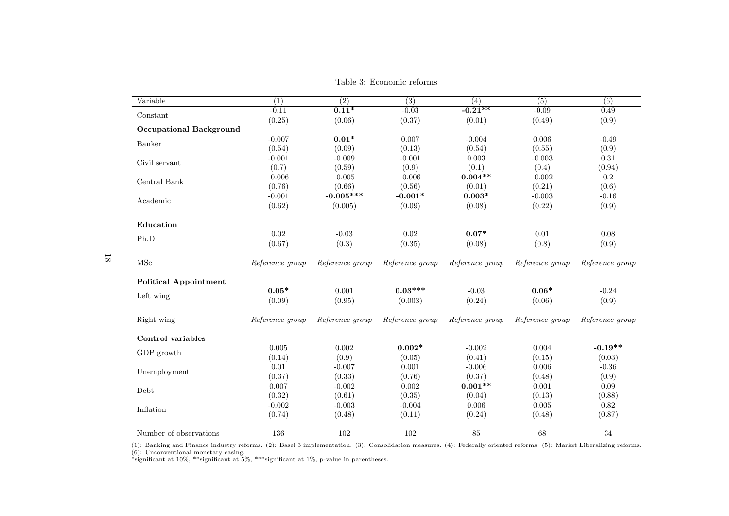Table 3: Economic reforms

| Variable | (1) | (2) | (3) | (4) | (5) | (6) |
|---|---|---|---|---|---|---|
| Constant | -0.11 | **0.11*** | -0.03 | **-0.21**** | -0.09 | 0.49 |
| | (0.25) | (0.06) | (0.37) | (0.01) | (0.49) | (0.9) |
| **Occupational Background** | | | | | | |
| Banker | -0.007 | **0.01*** | 0.007 | -0.004 | 0.006 | -0.49 |
| | (0.54) | (0.09) | (0.13) | (0.54) | (0.55) | (0.9) |
| Civil servant | -0.001 | -0.009 | -0.001 | 0.003 | -0.003 | 0.31 |
| | (0.7) | (0.59) | (0.9) | (0.1) | (0.4) | (0.94) |
| Central Bank | -0.006 | -0.005 | -0.006 | **0.004**** | -0.002 | 0.2 |
| | (0.76) | (0.66) | (0.56) | (0.01) | (0.21) | (0.6) |
| Academic | -0.001 | **-0.005***** | **-0.001*** | **0.003*** | -0.003 | -0.16 |
| | (0.62) | (0.005) | (0.09) | (0.08) | (0.22) | (0.9) |
| **Education** | | | | | | |
| Ph.D | 0.02 | -0.03 | 0.02 | **0.07*** | 0.01 | 0.08 |
| | (0.67) | (0.3) | (0.35) | (0.08) | (0.8) | (0.9) |
| MSc | *Reference group* | *Reference group* | *Reference group* | *Reference group* | *Reference group* | *Reference group* |
| **Political Appointment** | | | | | | |
| Left wing | **0.05*** | 0.001 | **0.03***** | -0.03 | **0.06*** | -0.24 |
| | (0.09) | (0.95) | (0.003) | (0.24) | (0.06) | (0.9) |
| Right wing | *Reference group* | *Reference group* | *Reference group* | *Reference group* | *Reference group* | *Reference group* |
| **Control variables** | | | | | | |
| GDP growth | 0.005 | 0.002 | **0.002*** | -0.002 | 0.004 | **-0.19**** |
| | (0.14) | (0.9) | (0.05) | (0.41) | (0.15) | (0.03) |
| Unemployment | 0.01 | -0.007 | 0.001 | -0.006 | 0.006 | -0.36 |
| | (0.37) | (0.33) | (0.76) | (0.37) | (0.48) | (0.9) |
| Debt | 0.007 | -0.002 | 0.002 | **0.001**** | 0.001 | 0.09 |
| | (0.32) | (0.61) | (0.35) | (0.04) | (0.13) | (0.88) |
| Inflation | -0.002 | -0.003 | -0.004 | 0.006 | 0.005 | 0.82 |
| | (0.74) | (0.48) | (0.11) | (0.24) | (0.48) | (0.87) |
| Number of observations | 136 | 102 | 102 | 85 | 68 | 34 |

(1): Banking and Finance industry reforms. (2): Basel 3 implementation. (3): Consolidation measures. (4): Federally oriented reforms. (5): Market Liberalizing reforms. (6): Unconventional monetary easing.
*significant at 10%, **significant at 5%, ***significant at 1%, p-value in parentheses.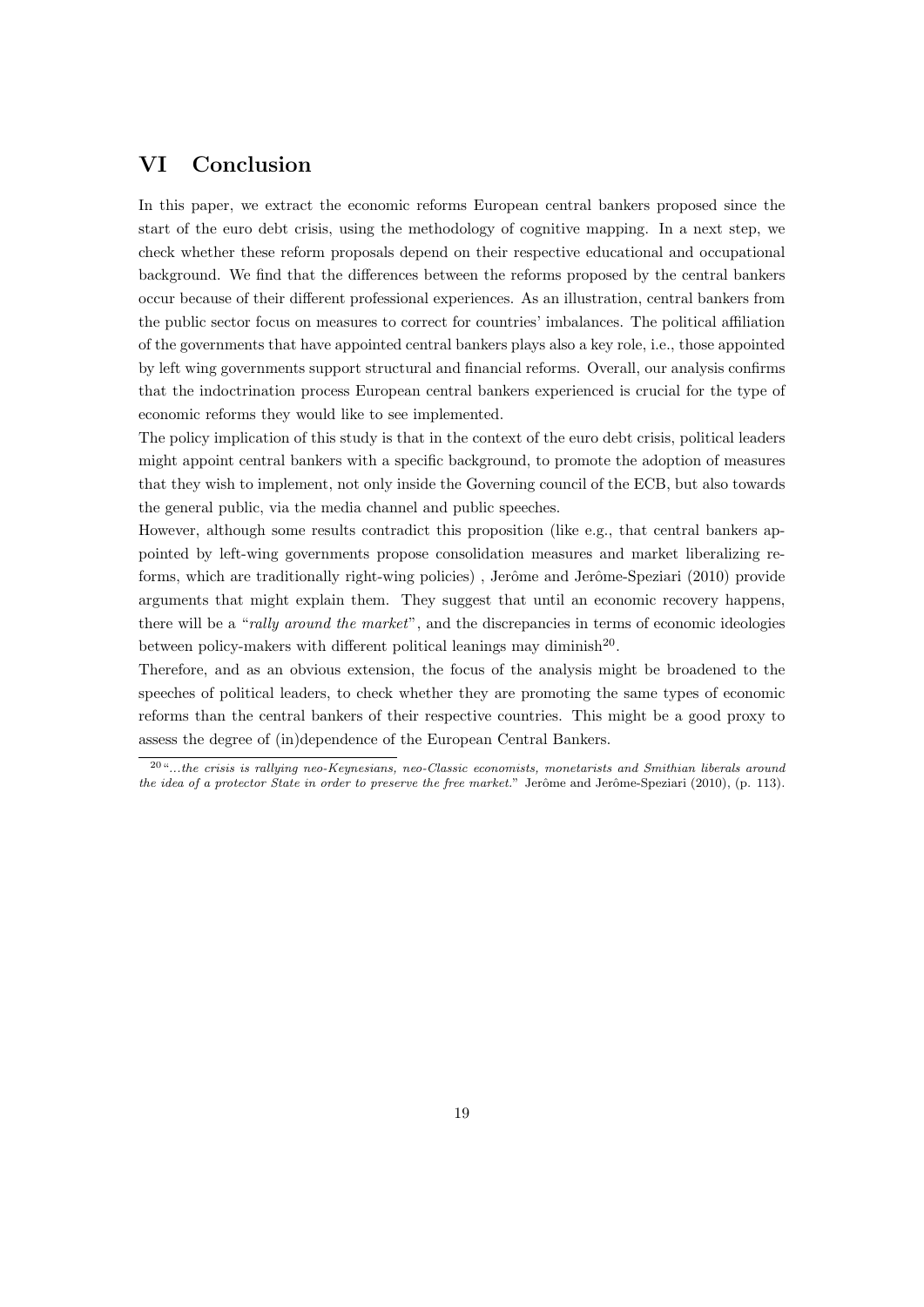# VI Conclusion

In this paper, we extract the economic reforms European central bankers proposed since the start of the euro debt crisis, using the methodology of cognitive mapping. In a next step, we check whether these reform proposals depend on their respective educational and occupational background. We find that the differences between the reforms proposed by the central bankers occur because of their different professional experiences. As an illustration, central bankers from the public sector focus on measures to correct for countries' imbalances. The political affiliation of the governments that have appointed central bankers plays also a key role, i.e., those appointed by left wing governments support structural and financial reforms. Overall, our analysis confirms that the indoctrination process European central bankers experienced is crucial for the type of economic reforms they would like to see implemented.

The policy implication of this study is that in the context of the euro debt crisis, political leaders might appoint central bankers with a specific background, to promote the adoption of measures that they wish to implement, not only inside the Governing council of the ECB, but also towards the general public, via the media channel and public speeches.

However, although some results contradict this proposition (like e.g., that central bankers appointed by left-wing governments propose consolidation measures and market liberalizing reforms, which are traditionally right-wing policies) , Jerôme and Jerôme-Speziari (2010) provide arguments that might explain them. They suggest that until an economic recovery happens, there will be a "*rally around the market*", and the discrepancies in terms of economic ideologies between policy-makers with different political leanings may diminish[20].

Therefore, and as an obvious extension, the focus of the analysis might be broadened to the speeches of political leaders, to check whether they are promoting the same types of economic reforms than the central bankers of their respective countries. This might be a good proxy to assess the degree of (in)dependence of the European Central Bankers.

---

[20] "*...the crisis is rallying neo-Keynesians, neo-Classic economists, monetarists and Smithian liberals around the idea of a protector State in order to preserve the free market.*" Jerôme and Jerôme-Speziari (2010), (p. 113).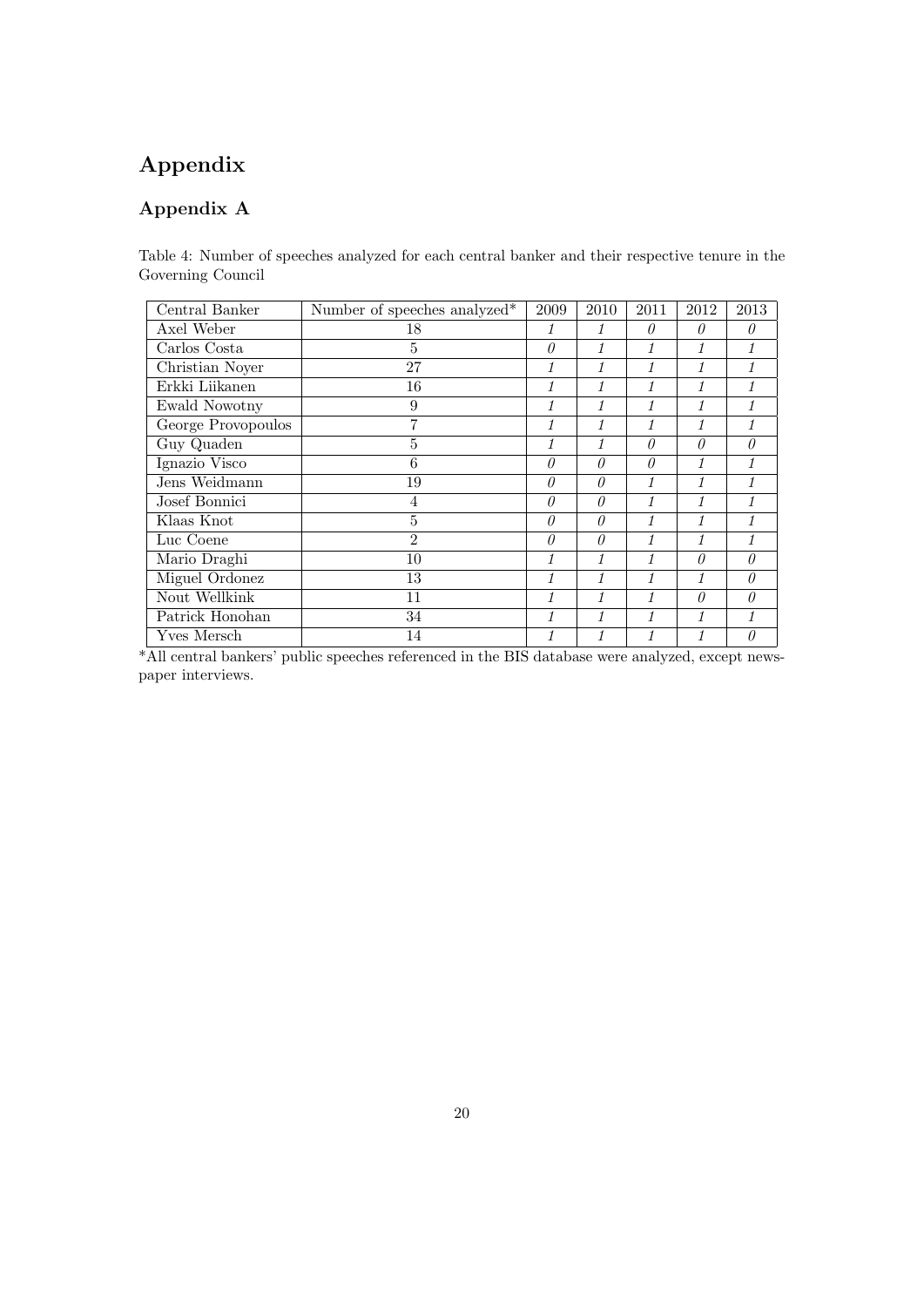# Appendix

## Appendix A

Table 4: Number of speeches analyzed for each central banker and their respective tenure in the Governing Council

| Central Banker | Number of speeches analyzed* | 2009 | 2010 | 2011 | 2012 | 2013 |
|---|---|---|---|---|---|---|
| Axel Weber | 18 | *1* | *1* | *0* | *0* | *0* |
| Carlos Costa | 5 | *0* | *1* | *1* | *1* | *1* |
| Christian Noyer | 27 | *1* | *1* | *1* | *1* | *1* |
| Erkki Liikanen | 16 | *1* | *1* | *1* | *1* | *1* |
| Ewald Nowotny | 9 | *1* | *1* | *1* | *1* | *1* |
| George Provopoulos | 7 | *1* | *1* | *1* | *1* | *1* |
| Guy Quaden | 5 | *1* | *1* | *0* | *0* | *0* |
| Ignazio Visco | 6 | *0* | *0* | *0* | *1* | *1* |
| Jens Weidmann | 19 | *0* | *0* | *1* | *1* | *1* |
| Josef Bonnici | 4 | *0* | *0* | *1* | *1* | *1* |
| Klaas Knot | 5 | *0* | *0* | *1* | *1* | *1* |
| Luc Coene | 2 | *0* | *0* | *1* | *1* | *1* |
| Mario Draghi | 10 | *1* | *1* | *1* | *0* | *0* |
| Miguel Ordonez | 13 | *1* | *1* | *1* | *1* | *0* |
| Nout Wellkink | 11 | *1* | *1* | *1* | *0* | *0* |
| Patrick Honohan | 34 | *1* | *1* | *1* | *1* | *1* |
| Yves Mersch | 14 | *1* | *1* | *1* | *1* | *0* |

*All central bankers' public speeches referenced in the BIS database were analyzed, except newspaper interviews.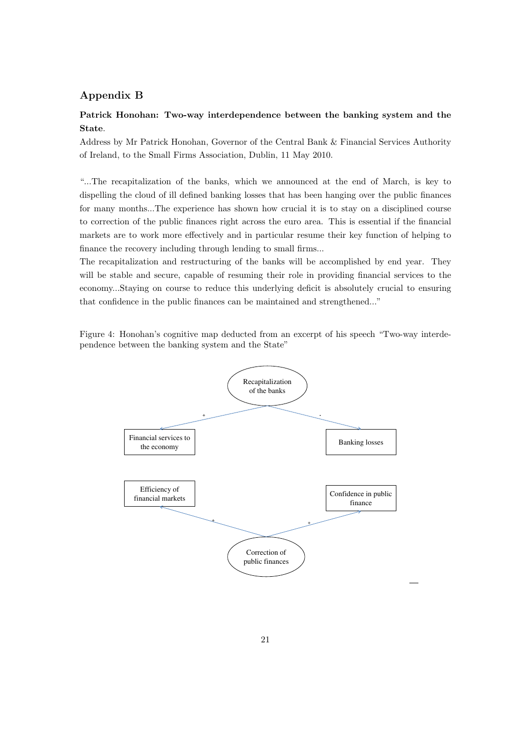## Appendix B

**Patrick Honohan: Two-way interdependence between the banking system and the State**.

Address by Mr Patrick Honohan, Governor of the Central Bank & Financial Services Authority of Ireland, to the Small Firms Association, Dublin, 11 May 2010.

"...The recapitalization of the banks, which we announced at the end of March, is key to dispelling the cloud of ill defined banking losses that has been hanging over the public finances for many months...The experience has shown how crucial it is to stay on a disciplined course to correction of the public finances right across the euro area. This is essential if the financial markets are to work more effectively and in particular resume their key function of helping to finance the recovery including through lending to small firms...

The recapitalization and restructuring of the banks will be accomplished by end year. They will be stable and secure, capable of resuming their role in providing financial services to the economy...Staying on course to reduce this underlying deficit is absolutely crucial to ensuring that confidence in the public finances can be maintained and strengthened..."

Figure 4: Honohan's cognitive map deducted from an excerpt of his speech "Two-way interdependence between the banking system and the State"

Recapitalization of the banks → (+) Financial services to the economy

Recapitalization of the banks → (-) Banking losses

Correction of public finances → (+) Efficiency of financial markets

Correction of public finances → (+) Confidence in public finance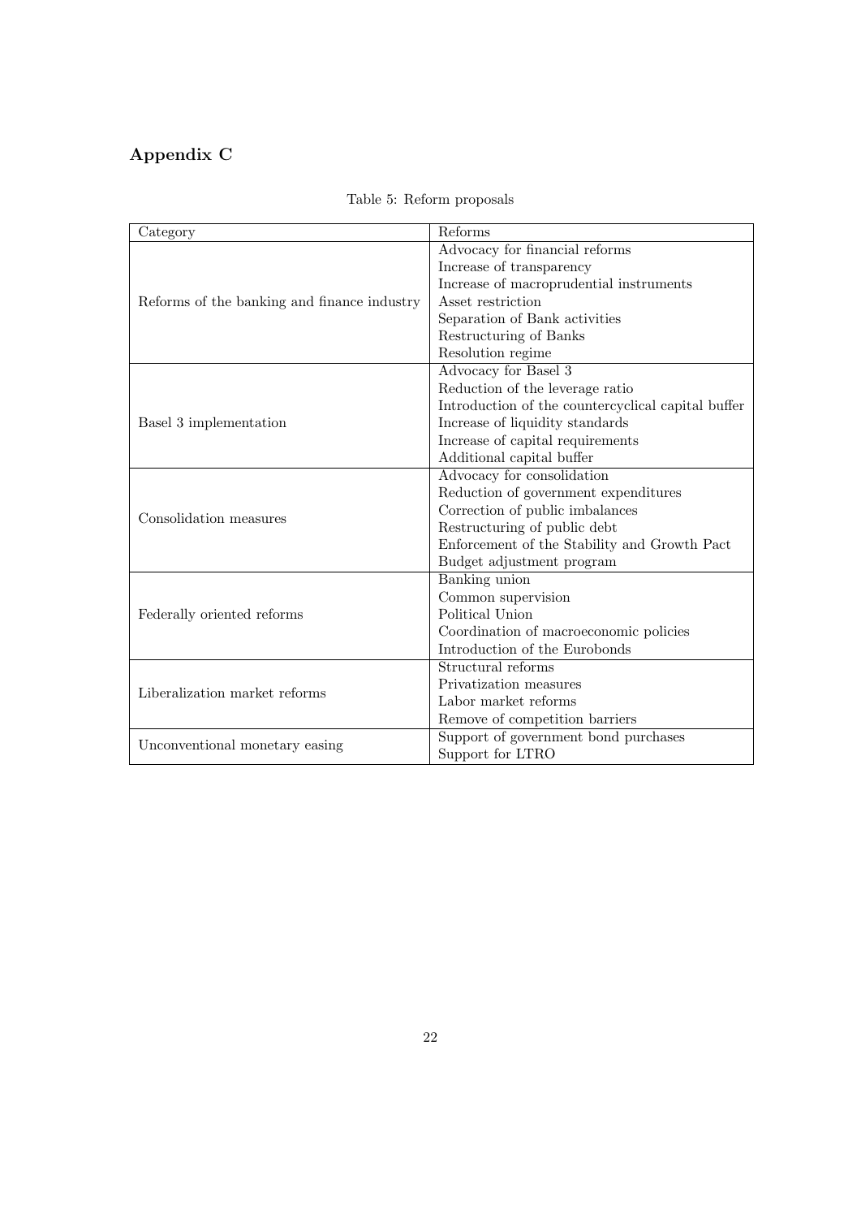## Appendix C

Table 5: Reform proposals

| Category | Reforms |
|---|---|
| Reforms of the banking and finance industry | Advocacy for financial reforms |
| | Increase of transparency |
| | Increase of macroprudential instruments |
| | Asset restriction |
| | Separation of Bank activities |
| | Restructuring of Banks |
| | Resolution regime |
| Basel 3 implementation | Advocacy for Basel 3 |
| | Reduction of the leverage ratio |
| | Introduction of the countercyclical capital buffer |
| | Increase of liquidity standards |
| | Increase of capital requirements |
| | Additional capital buffer |
| Consolidation measures | Advocacy for consolidation |
| | Reduction of government expenditures |
| | Correction of public imbalances |
| | Restructuring of public debt |
| | Enforcement of the Stability and Growth Pact |
| | Budget adjustment program |
| Federally oriented reforms | Banking union |
| | Common supervision |
| | Political Union |
| | Coordination of macroeconomic policies |
| | Introduction of the Eurobonds |
| Liberalization market reforms | Structural reforms |
| | Privatization measures |
| | Labor market reforms |
| | Remove of competition barriers |
| Unconventional monetary easing | Support of government bond purchases |
| | Support for LTRO |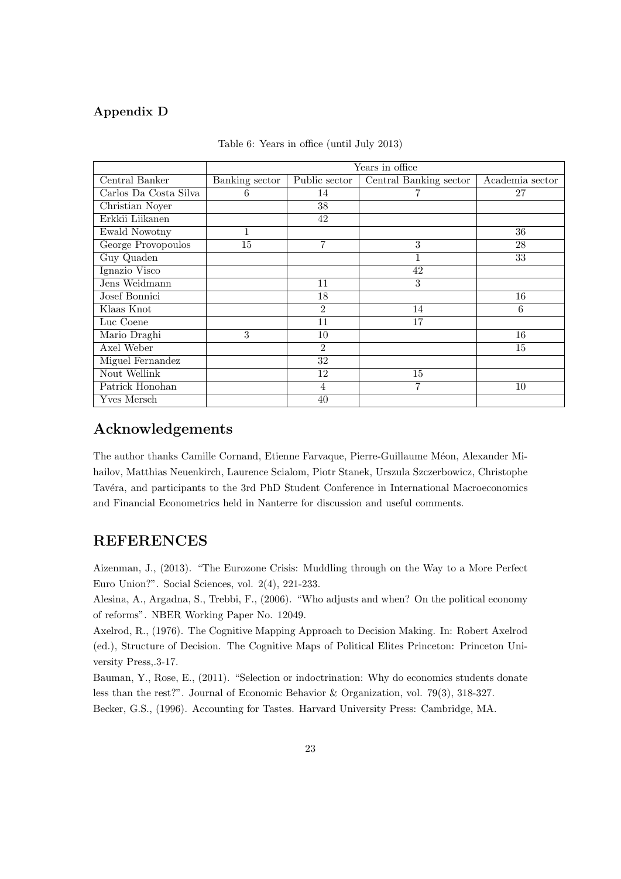### Appendix D

Table 6: Years in office (until July 2013)

| | Years in office | | | |
|---|---|---|---|---|
| Central Banker | Banking sector | Public sector | Central Banking sector | Academia sector |
| Carlos Da Costa Silva | 6 | 14 | 7 | 27 |
| Christian Noyer | | 38 | | |
| Erkkii Liikanen | | 42 | | |
| Ewald Nowotny | 1 | | | 36 |
| George Provopoulos | 15 | 7 | 3 | 28 |
| Guy Quaden | | | 1 | 33 |
| Ignazio Visco | | | 42 | |
| Jens Weidmann | | 11 | 3 | |
| Josef Bonnici | | 18 | | 16 |
| Klaas Knot | | 2 | 14 | 6 |
| Luc Coene | | 11 | 17 | |
| Mario Draghi | 3 | 10 | | 16 |
| Axel Weber | | 2 | | 15 |
| Miguel Fernandez | | 32 | | |
| Nout Wellink | | 12 | 15 | |
| Patrick Honohan | | 4 | 7 | 10 |
| Yves Mersch | | 40 | | |

## Acknowledgements

The author thanks Camille Cornand, Etienne Farvaque, Pierre-Guillaume Méon, Alexander Mihailov, Matthias Neuenkirch, Laurence Scialom, Piotr Stanek, Urszula Szczerbowicz, Christophe Tavéra, and participants to the 3rd PhD Student Conference in International Macroeconomics and Financial Econometrics held in Nanterre for discussion and useful comments.

## REFERENCES

Aizenman, J., (2013). "The Eurozone Crisis: Muddling through on the Way to a More Perfect Euro Union?". Social Sciences, vol. 2(4), 221-233.

Alesina, A., Argadna, S., Trebbi, F., (2006). "Who adjusts and when? On the political economy of reforms". NBER Working Paper No. 12049.

Axelrod, R., (1976). The Cognitive Mapping Approach to Decision Making. In: Robert Axelrod (ed.), Structure of Decision. The Cognitive Maps of Political Elites Princeton: Princeton University Press,.3-17.

Bauman, Y., Rose, E., (2011). "Selection or indoctrination: Why do economics students donate less than the rest?". Journal of Economic Behavior & Organization, vol. 79(3), 318-327.

Becker, G.S., (1996). Accounting for Tastes. Harvard University Press: Cambridge, MA.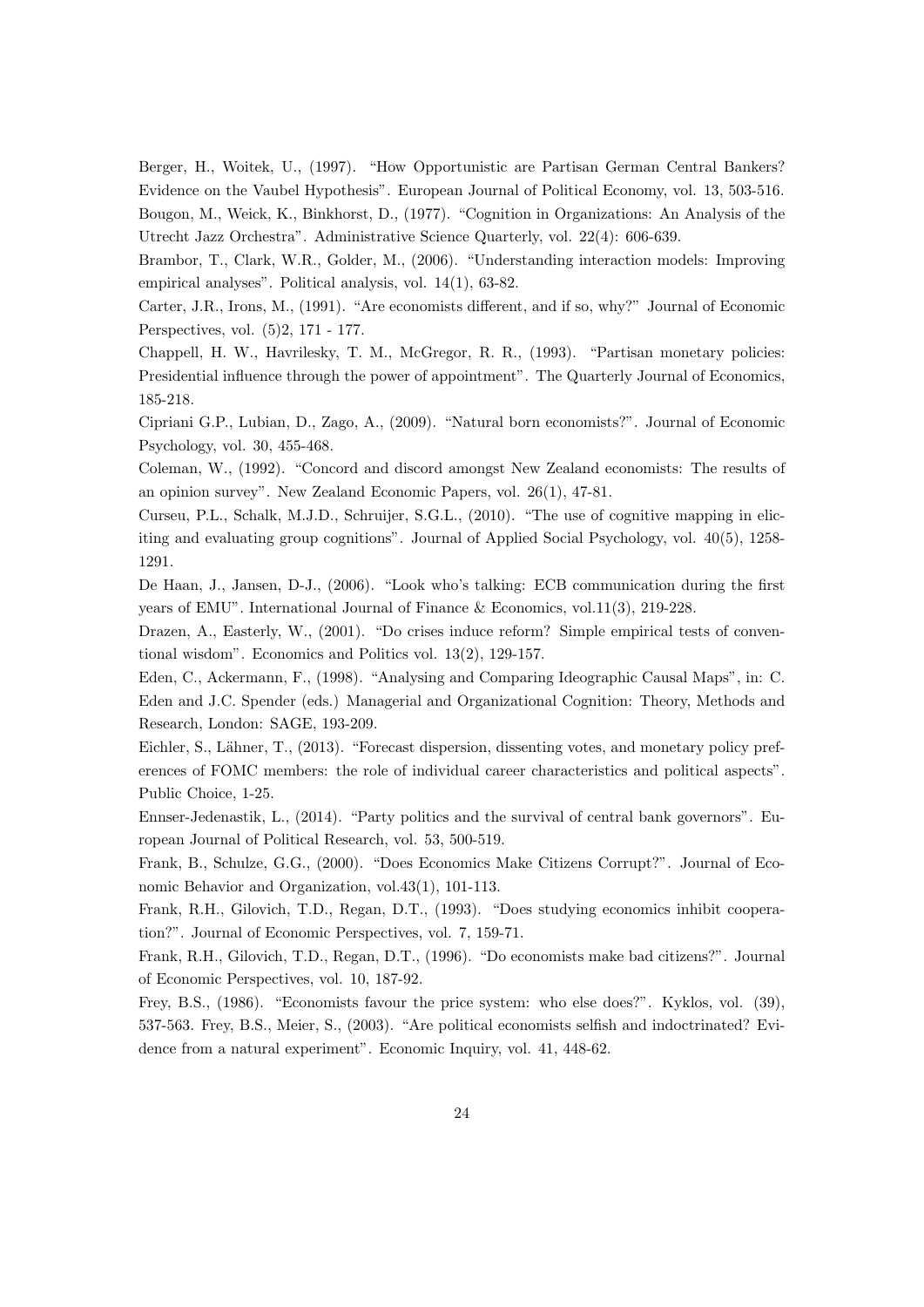Berger, H., Woitek, U., (1997). "How Opportunistic are Partisan German Central Bankers? Evidence on the Vaubel Hypothesis". European Journal of Political Economy, vol. 13, 503-516.

Bougon, M., Weick, K., Binkhorst, D., (1977). "Cognition in Organizations: An Analysis of the Utrecht Jazz Orchestra". Administrative Science Quarterly, vol. 22(4): 606-639.

Brambor, T., Clark, W.R., Golder, M., (2006). "Understanding interaction models: Improving empirical analyses". Political analysis, vol. 14(1), 63-82.

Carter, J.R., Irons, M., (1991). "Are economists different, and if so, why?" Journal of Economic Perspectives, vol. (5)2, 171 - 177.

Chappell, H. W., Havrilesky, T. M., McGregor, R. R., (1993). "Partisan monetary policies: Presidential influence through the power of appointment". The Quarterly Journal of Economics, 185-218.

Cipriani G.P., Lubian, D., Zago, A., (2009). "Natural born economists?". Journal of Economic Psychology, vol. 30, 455-468.

Coleman, W., (1992). "Concord and discord amongst New Zealand economists: The results of an opinion survey". New Zealand Economic Papers, vol. 26(1), 47-81.

Curseu, P.L., Schalk, M.J.D., Schruijer, S.G.L., (2010). "The use of cognitive mapping in eliciting and evaluating group cognitions". Journal of Applied Social Psychology, vol. 40(5), 1258-1291.

De Haan, J., Jansen, D-J., (2006). "Look who's talking: ECB communication during the first years of EMU". International Journal of Finance & Economics, vol.11(3), 219-228.

Drazen, A., Easterly, W., (2001). "Do crises induce reform? Simple empirical tests of conventional wisdom". Economics and Politics vol. 13(2), 129-157.

Eden, C., Ackermann, F., (1998). "Analysing and Comparing Ideographic Causal Maps", in: C. Eden and J.C. Spender (eds.) Managerial and Organizational Cognition: Theory, Methods and Research, London: SAGE, 193-209.

Eichler, S., Lähner, T., (2013). "Forecast dispersion, dissenting votes, and monetary policy preferences of FOMC members: the role of individual career characteristics and political aspects". Public Choice, 1-25.

Ennser-Jedenastik, L., (2014). "Party politics and the survival of central bank governors". European Journal of Political Research, vol. 53, 500-519.

Frank, B., Schulze, G.G., (2000). "Does Economics Make Citizens Corrupt?". Journal of Economic Behavior and Organization, vol.43(1), 101-113.

Frank, R.H., Gilovich, T.D., Regan, D.T., (1993). "Does studying economics inhibit cooperation?". Journal of Economic Perspectives, vol. 7, 159-71.

Frank, R.H., Gilovich, T.D., Regan, D.T., (1996). "Do economists make bad citizens?". Journal of Economic Perspectives, vol. 10, 187-92.

Frey, B.S., (1986). "Economists favour the price system: who else does?". Kyklos, vol. (39), 537-563.

Frey, B.S., Meier, S., (2003). "Are political economists selfish and indoctrinated? Evidence from a natural experiment". Economic Inquiry, vol. 41, 448-62.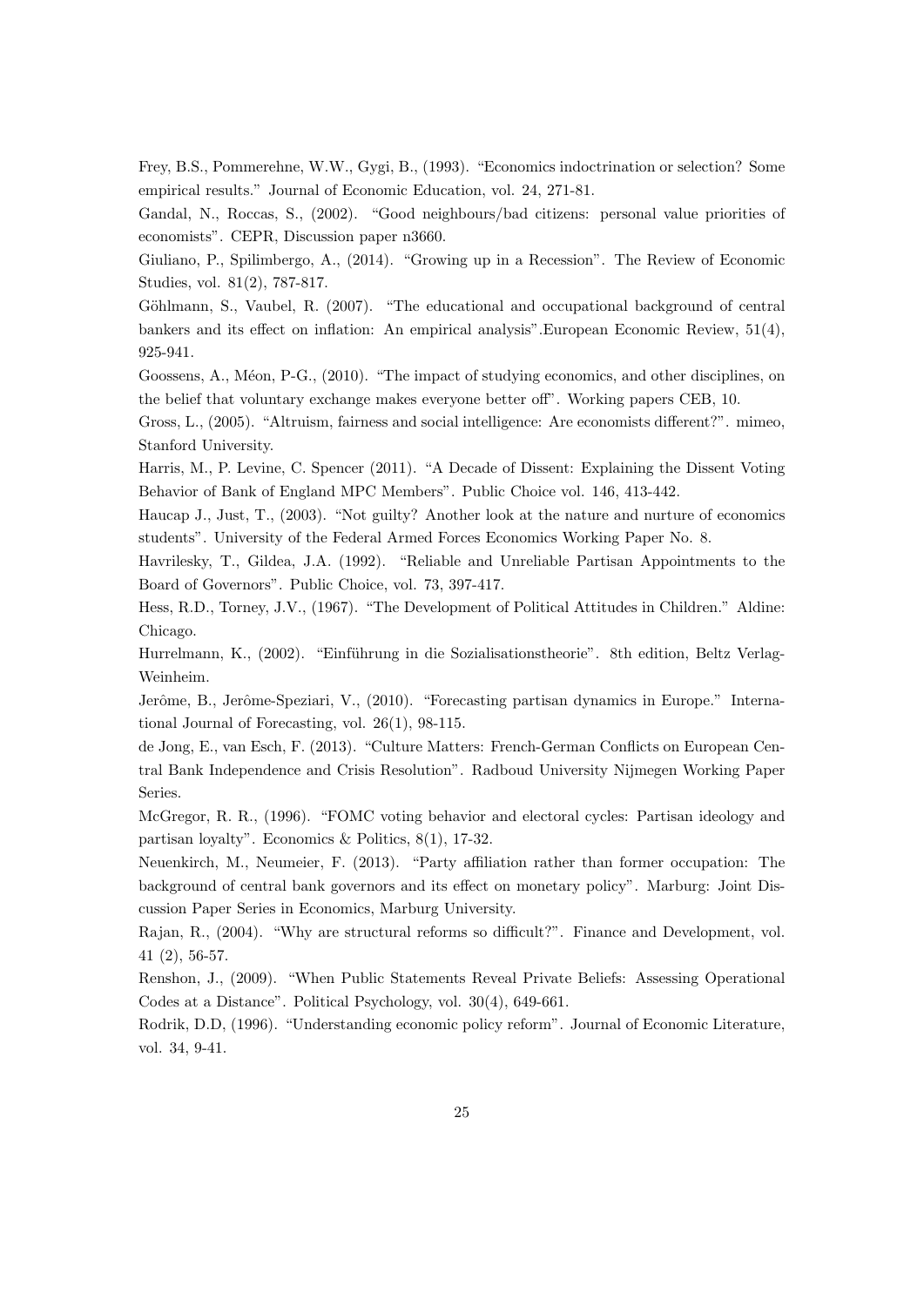Frey, B.S., Pommerehne, W.W., Gygi, B., (1993). "Economics indoctrination or selection? Some empirical results." Journal of Economic Education, vol. 24, 271-81.

Gandal, N., Roccas, S., (2002). "Good neighbours/bad citizens: personal value priorities of economists". CEPR, Discussion paper n3660.

Giuliano, P., Spilimbergo, A., (2014). "Growing up in a Recession". The Review of Economic Studies, vol. 81(2), 787-817.

Göhlmann, S., Vaubel, R. (2007). "The educational and occupational background of central bankers and its effect on inflation: An empirical analysis".European Economic Review, 51(4), 925-941.

Goossens, A., Méon, P-G., (2010). "The impact of studying economics, and other disciplines, on the belief that voluntary exchange makes everyone better off". Working papers CEB, 10.

Gross, L., (2005). "Altruism, fairness and social intelligence: Are economists different?". mimeo, Stanford University.

Harris, M., P. Levine, C. Spencer (2011). "A Decade of Dissent: Explaining the Dissent Voting Behavior of Bank of England MPC Members". Public Choice vol. 146, 413-442.

Haucap J., Just, T., (2003). "Not guilty? Another look at the nature and nurture of economics students". University of the Federal Armed Forces Economics Working Paper No. 8.

Havrilesky, T., Gildea, J.A. (1992). "Reliable and Unreliable Partisan Appointments to the Board of Governors". Public Choice, vol. 73, 397-417.

Hess, R.D., Torney, J.V., (1967). "The Development of Political Attitudes in Children." Aldine: Chicago.

Hurrelmann, K., (2002). "Einführung in die Sozialisationstheorie". 8th edition, Beltz Verlag-Weinheim.

Jerôme, B., Jerôme-Speziari, V., (2010). "Forecasting partisan dynamics in Europe." International Journal of Forecasting, vol. 26(1), 98-115.

de Jong, E., van Esch, F. (2013). "Culture Matters: French-German Conflicts on European Central Bank Independence and Crisis Resolution". Radboud University Nijmegen Working Paper Series.

McGregor, R. R., (1996). "FOMC voting behavior and electoral cycles: Partisan ideology and partisan loyalty". Economics & Politics, 8(1), 17-32.

Neuenkirch, M., Neumeier, F. (2013). "Party affiliation rather than former occupation: The background of central bank governors and its effect on monetary policy". Marburg: Joint Discussion Paper Series in Economics, Marburg University.

Rajan, R., (2004). "Why are structural reforms so difficult?". Finance and Development, vol. 41 (2), 56-57.

Renshon, J., (2009). "When Public Statements Reveal Private Beliefs: Assessing Operational Codes at a Distance". Political Psychology, vol. 30(4), 649-661.

Rodrik, D.D, (1996). "Understanding economic policy reform". Journal of Economic Literature, vol. 34, 9-41.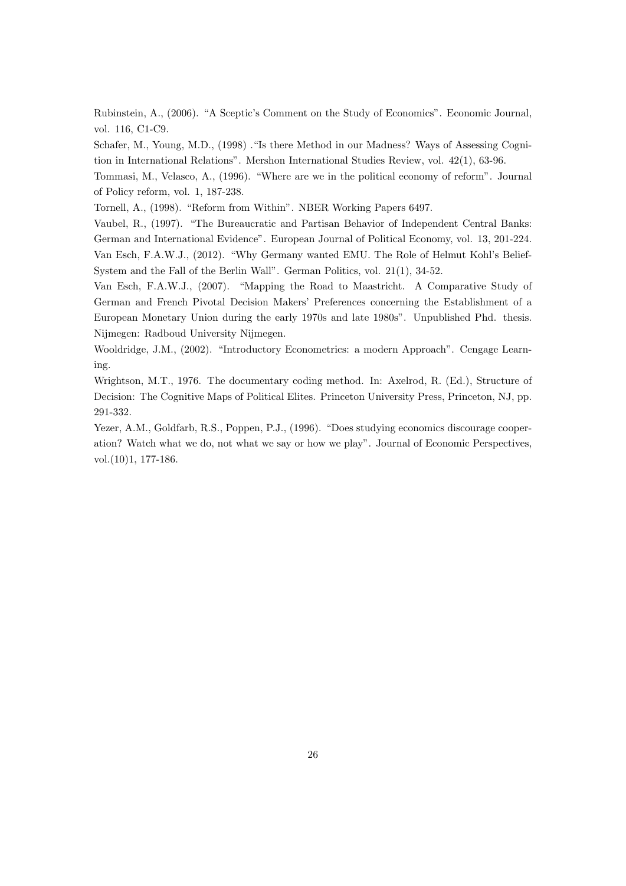Rubinstein, A., (2006). "A Sceptic's Comment on the Study of Economics". Economic Journal, vol. 116, C1-C9.

Schafer, M., Young, M.D., (1998) ."Is there Method in our Madness? Ways of Assessing Cognition in International Relations". Mershon International Studies Review, vol. 42(1), 63-96.

Tommasi, M., Velasco, A., (1996). "Where are we in the political economy of reform". Journal of Policy reform, vol. 1, 187-238.

Tornell, A., (1998). "Reform from Within". NBER Working Papers 6497.

Vaubel, R., (1997). "The Bureaucratic and Partisan Behavior of Independent Central Banks: German and International Evidence". European Journal of Political Economy, vol. 13, 201-224.

Van Esch, F.A.W.J., (2012). "Why Germany wanted EMU. The Role of Helmut Kohl's Belief-System and the Fall of the Berlin Wall". German Politics, vol. 21(1), 34-52.

Van Esch, F.A.W.J., (2007). "Mapping the Road to Maastricht. A Comparative Study of German and French Pivotal Decision Makers' Preferences concerning the Establishment of a European Monetary Union during the early 1970s and late 1980s". Unpublished Phd. thesis. Nijmegen: Radboud University Nijmegen.

Wooldridge, J.M., (2002). "Introductory Econometrics: a modern Approach". Cengage Learning.

Wrightson, M.T., 1976. The documentary coding method. In: Axelrod, R. (Ed.), Structure of Decision: The Cognitive Maps of Political Elites. Princeton University Press, Princeton, NJ, pp. 291-332.

Yezer, A.M., Goldfarb, R.S., Poppen, P.J., (1996). "Does studying economics discourage cooperation? Watch what we do, not what we say or how we play". Journal of Economic Perspectives, vol.(10)1, 177-186.